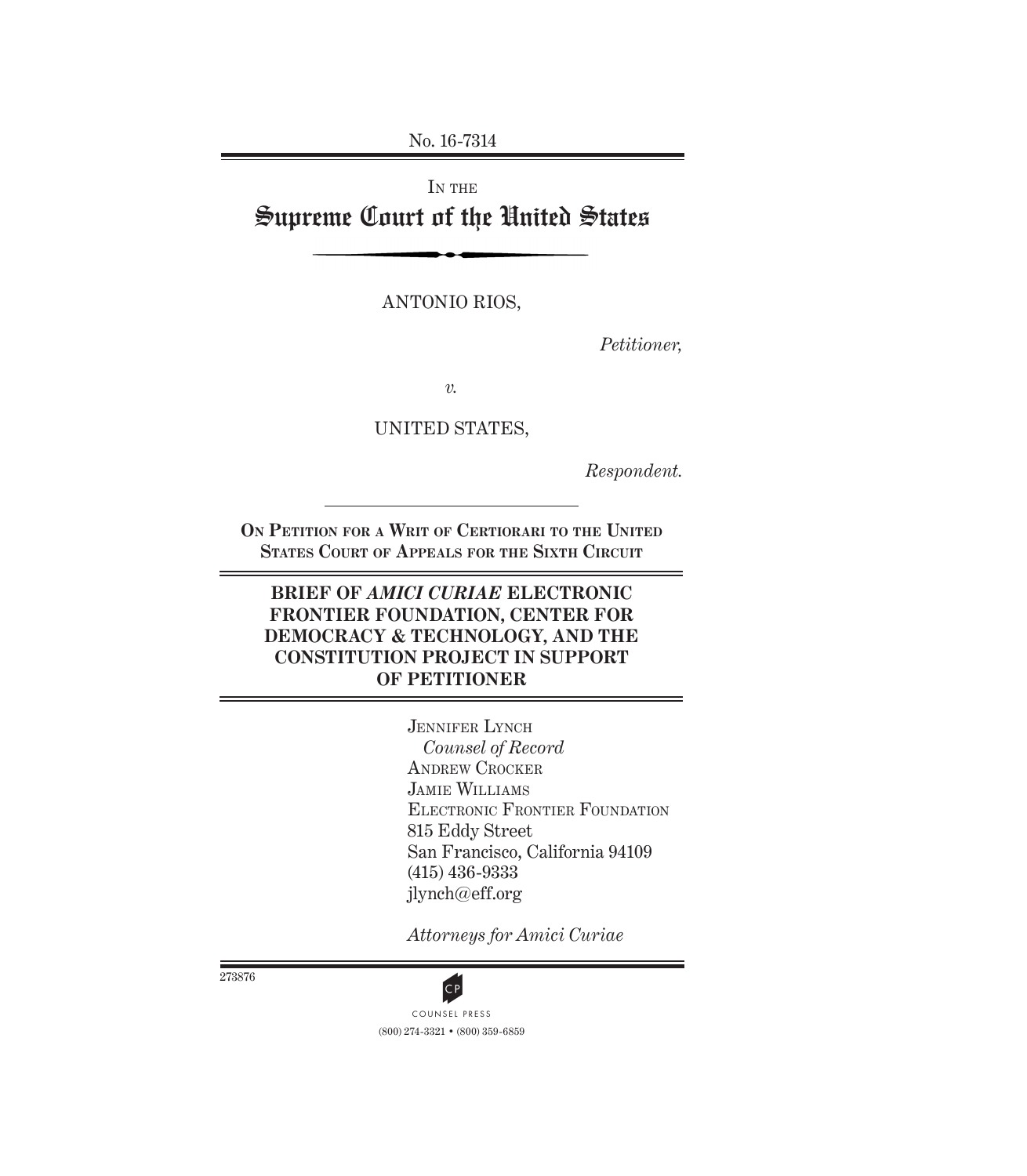No. 16-7314

IN THE

# Supreme Court of the United States

ANTONIO RIOS,

*Petitioner,*

*v.*

UNITED STATES,

*Respondent.*

---

**ON PETITION FOR A WRIT OF CERTIORARI TO THE UNITED STATES COURT OF APPEALS FOR THE SIXTH CIRCUIT**

---

**BRIEF OF *AMICI CURIAE* ELECTRONIC FRONTIER FOUNDATION, CENTER FOR DEMOCRACY & TECHNOLOGY, AND THE CONSTITUTION PROJECT IN SUPPORT OF PETITIONER**

---

JENNIFER LYNCH
*Counsel of Record*
ANDREW CROCKER
JAMIE WILLIAMS
ELECTRONIC FRONTIER FOUNDATION
815 Eddy Street
San Francisco, California 94109
(415) 436-9333
jlynch@eff.org

*Attorneys for Amici Curiae*

273876

COUNSEL PRESS
(800) 274-3321 • (800) 359-6859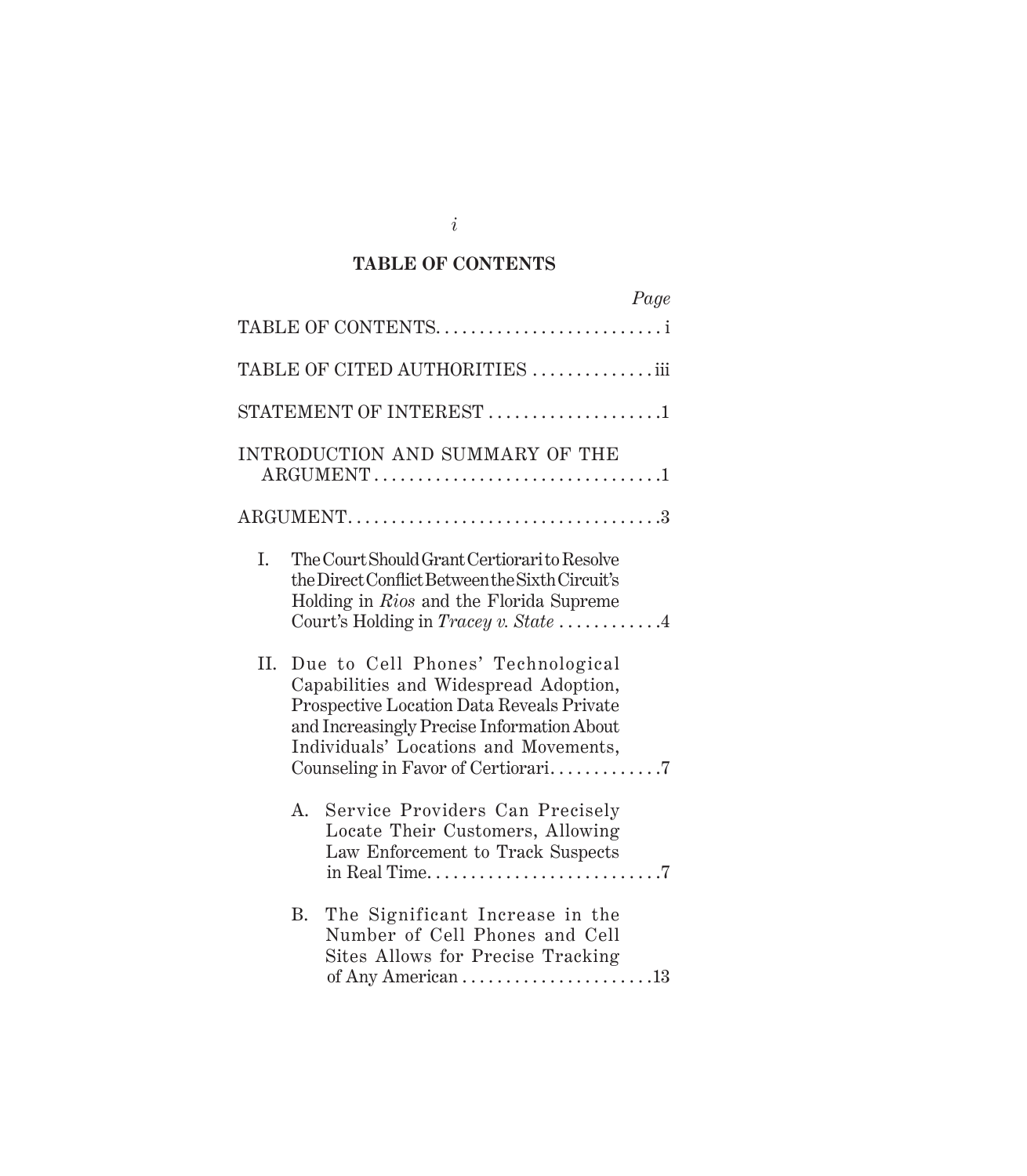## TABLE OF CONTENTS

| | Page |
|---|---|
| TABLE OF CONTENTS | i |
| TABLE OF CITED AUTHORITIES | iii |
| STATEMENT OF INTEREST | 1 |
| INTRODUCTION AND SUMMARY OF THE ARGUMENT | 1 |
| ARGUMENT | 3 |
| I. The Court Should Grant Certiorari to Resolve the Direct Conflict Between the Sixth Circuit's Holding in *Rios* and the Florida Supreme Court's Holding in *Tracey v. State* | 4 |
| II. Due to Cell Phones' Technological Capabilities and Widespread Adoption, Prospective Location Data Reveals Private and Increasingly Precise Information About Individuals' Locations and Movements, Counseling in Favor of Certiorari | 7 |
| A. Service Providers Can Precisely Locate Their Customers, Allowing Law Enforcement to Track Suspects in Real Time | 7 |
| B. The Significant Increase in the Number of Cell Phones and Cell Sites Allows for Precise Tracking of Any American | 13 |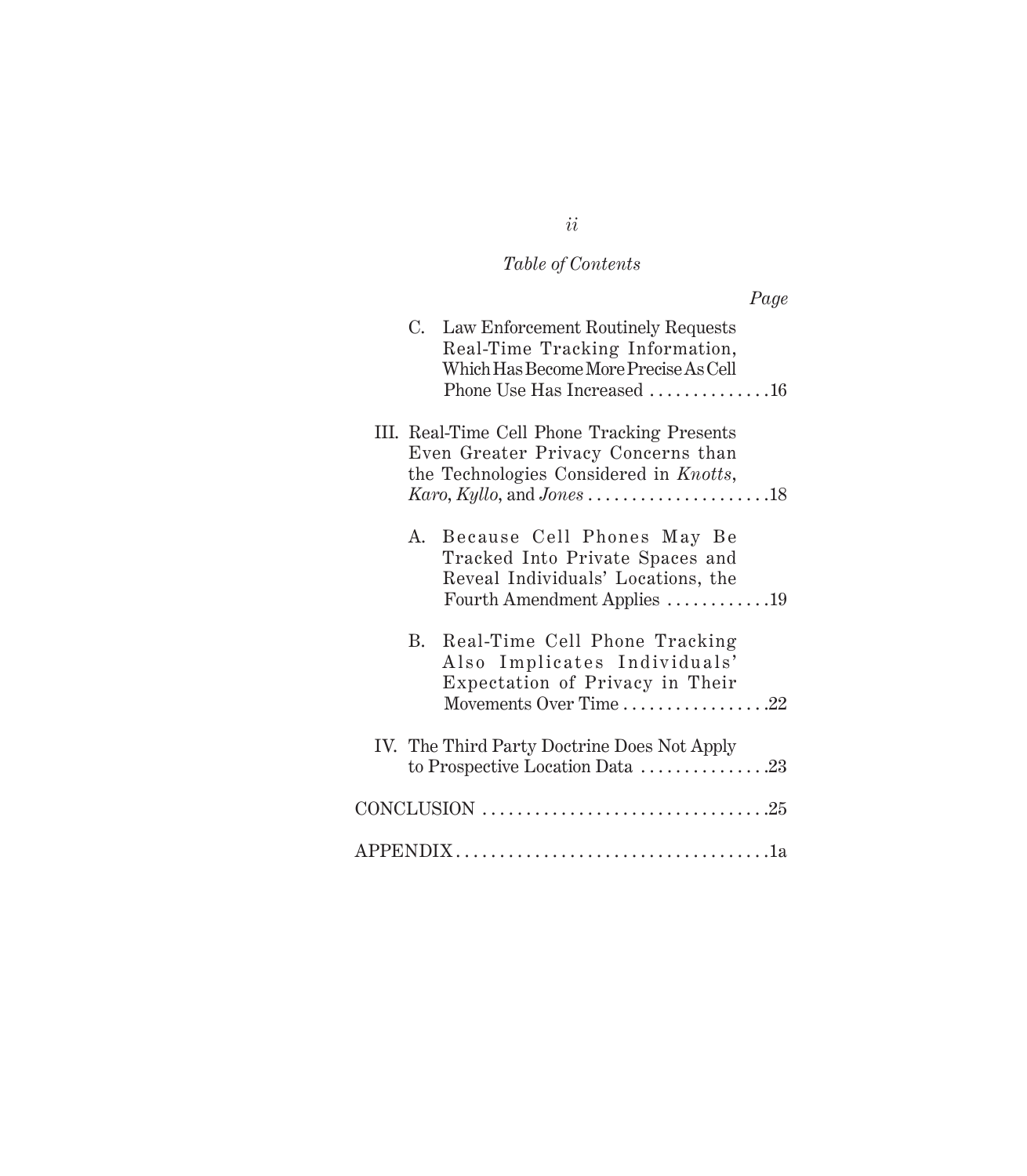*Table of Contents*

*Page*

C. Law Enforcement Routinely Requests Real-Time Tracking Information, Which Has Become More Precise As Cell Phone Use Has Increased . . . . . . . . . . . . . .16

III. Real-Time Cell Phone Tracking Presents Even Greater Privacy Concerns than the Technologies Considered in *Knotts*, *Karo*, *Kyllo*, and *Jones* . . . . . . . . . . . . . . . . . . . . .18

A. Because Cell Phones May Be Tracked Into Private Spaces and Reveal Individuals' Locations, the Fourth Amendment Applies . . . . . . . . . . . .19

B. Real-Time Cell Phone Tracking Also Implicates Individuals' Expectation of Privacy in Their Movements Over Time . . . . . . . . . . . . . . . . .22

IV. The Third Party Doctrine Does Not Apply to Prospective Location Data . . . . . . . . . . . . . . .23

CONCLUSION . . . . . . . . . . . . . . . . . . . . . . . . . . . . . . . . .25

APPENDIX . . . . . . . . . . . . . . . . . . . . . . . . . . . . . . . . . . . .1a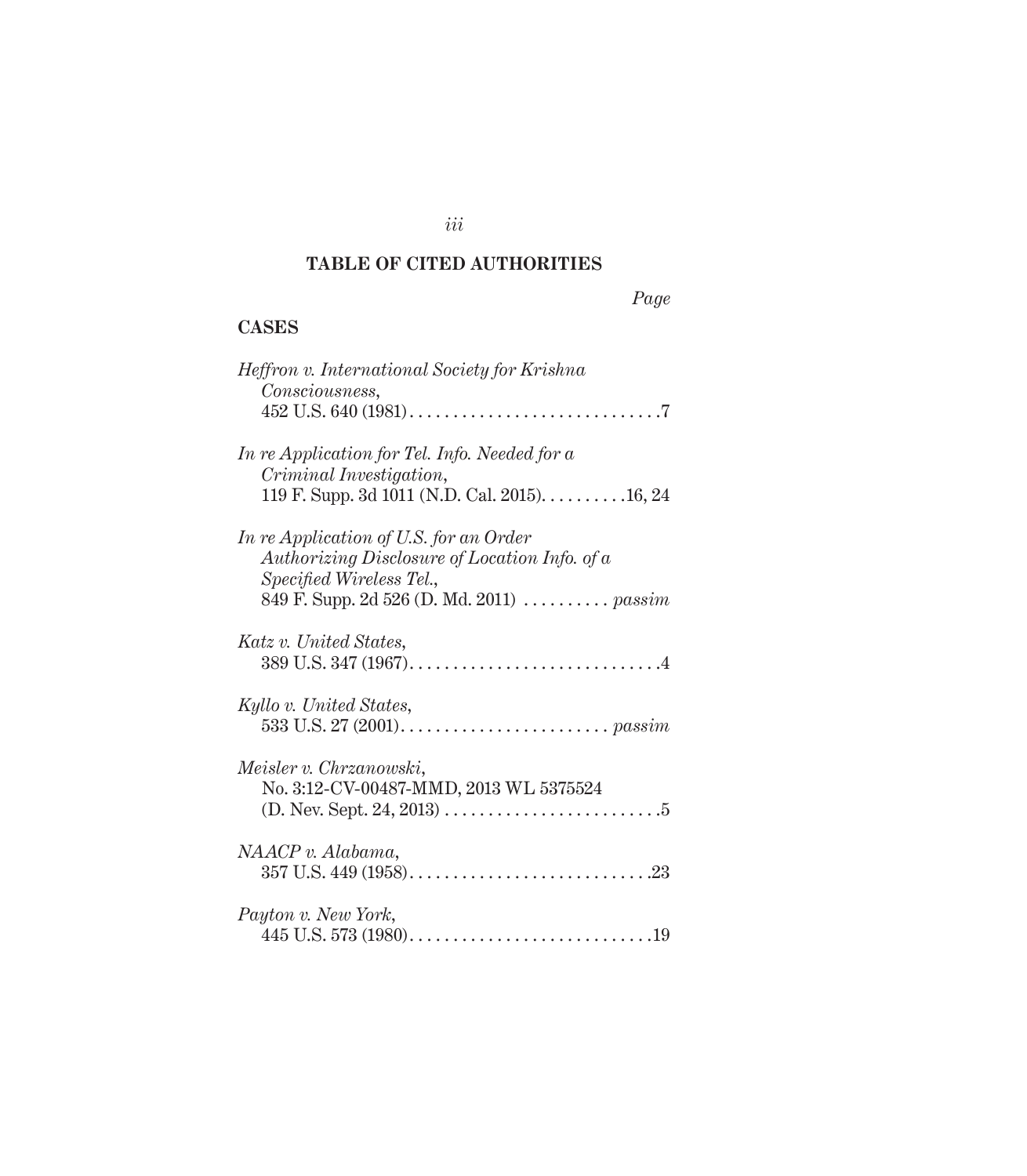## TABLE OF CITED AUTHORITIES

*Page*

### CASES

*Heffron v. International Society for Krishna Consciousness*,
452 U.S. 640 (1981) . . . . . . . . . . . . . . . . . . . . . . . . . . . . . 7

*In re Application for Tel. Info. Needed for a Criminal Investigation*,
119 F. Supp. 3d 1011 (N.D. Cal. 2015). . . . . . . . . . 16, 24

*In re Application of U.S. for an Order Authorizing Disclosure of Location Info. of a Specified Wireless Tel.*,
849 F. Supp. 2d 526 (D. Md. 2011) . . . . . . . . . . *passim*

*Katz v. United States*,
389 U.S. 347 (1967). . . . . . . . . . . . . . . . . . . . . . . . . . . . . 4

*Kyllo v. United States*,
533 U.S. 27 (2001). . . . . . . . . . . . . . . . . . . . . . . . *passim*

*Meisler v. Chrzanowski*,
No. 3:12-CV-00487-MMD, 2013 WL 5375524 (D. Nev. Sept. 24, 2013) . . . . . . . . . . . . . . . . . . . . . . . . . 5

*NAACP v. Alabama*,
357 U.S. 449 (1958). . . . . . . . . . . . . . . . . . . . . . . . . . . . 23

*Payton v. New York*,
445 U.S. 573 (1980). . . . . . . . . . . . . . . . . . . . . . . . . . . . 19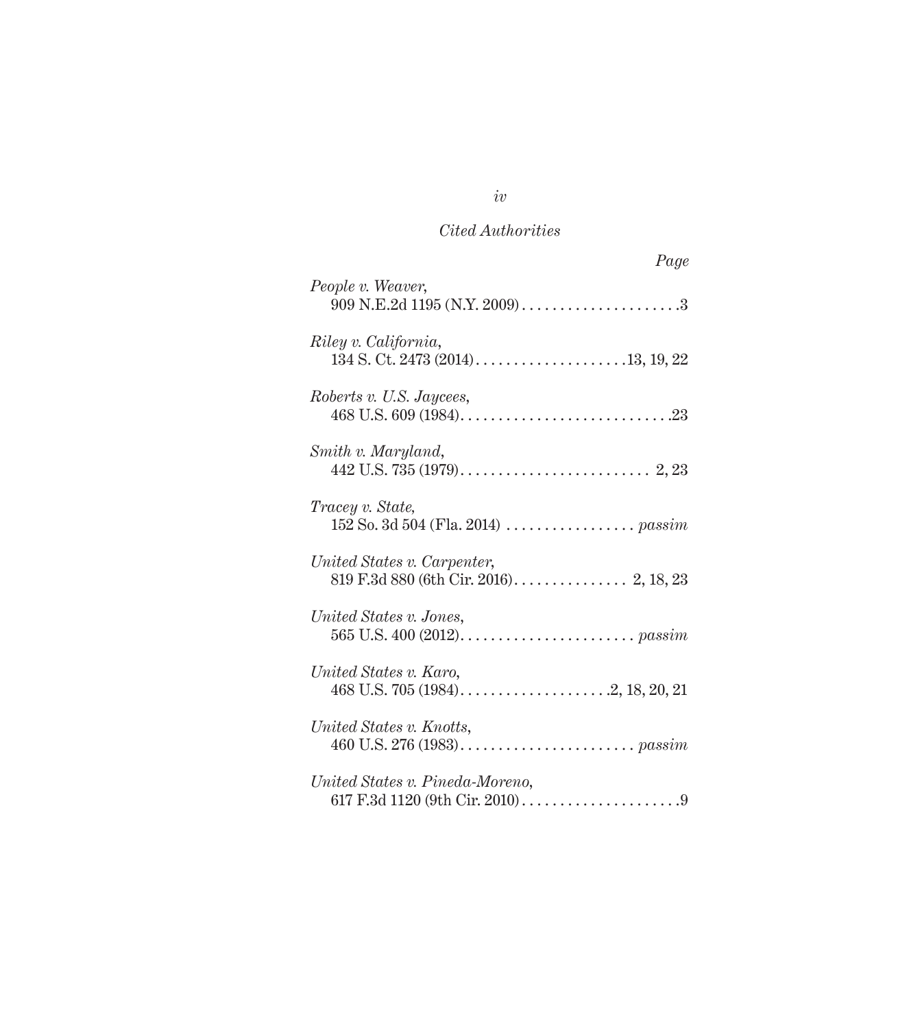*Cited Authorities*

*Page*

*People v. Weaver*,
909 N.E.2d 1195 (N.Y. 2009) . . . . . . . . . . . . . . . . . . . . . .3

*Riley v. California*,
134 S. Ct. 2473 (2014) . . . . . . . . . . . . . . . . . . . . .13, 19, 22

*Roberts v. U.S. Jaycees*,
468 U.S. 609 (1984) . . . . . . . . . . . . . . . . . . . . . . . . . . . . .23

*Smith v. Maryland*,
442 U.S. 735 (1979) . . . . . . . . . . . . . . . . . . . . . . . . . . 2, 23

*Tracey v. State,*
152 So. 3d 504 (Fla. 2014) . . . . . . . . . . . . . . . . . . *passim*

*United States v. Carpenter*,
819 F.3d 880 (6th Cir. 2016) . . . . . . . . . . . . . . . . 2, 18, 23

*United States v. Jones*,
565 U.S. 400 (2012) . . . . . . . . . . . . . . . . . . . . . . . . *passim*

*United States v. Karo*,
468 U.S. 705 (1984) . . . . . . . . . . . . . . . . . . . . .2, 18, 20, 21

*United States v. Knotts*,
460 U.S. 276 (1983) . . . . . . . . . . . . . . . . . . . . . . . . *passim*

*United States v. Pineda-Moreno*,
617 F.3d 1120 (9th Cir. 2010) . . . . . . . . . . . . . . . . . . . . . .9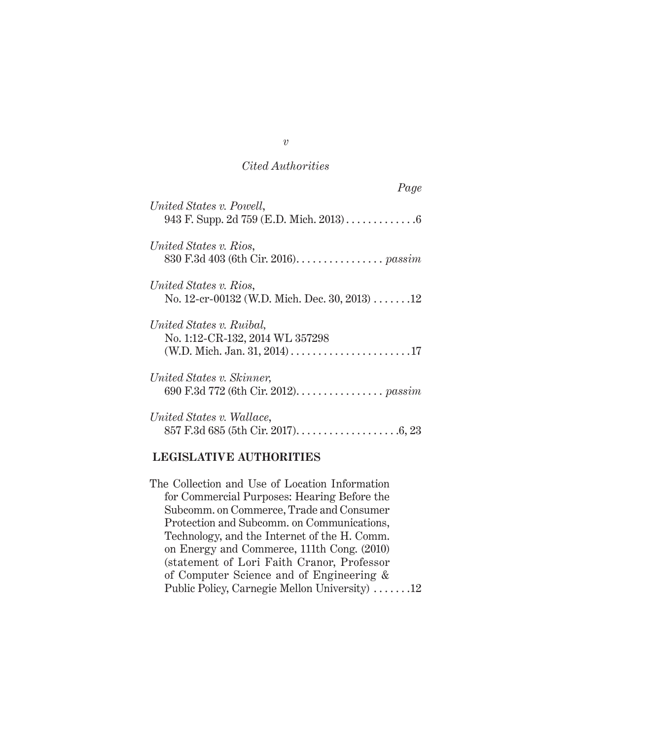*Cited Authorities*

*Page*

*United States v. Powell*,
943 F. Supp. 2d 759 (E.D. Mich. 2013) . . . . . . . . . . . . .6

*United States v. Rios*,
830 F.3d 403 (6th Cir. 2016). . . . . . . . . . . . . . . . *passim*

*United States v. Rios*,
No. 12-cr-00132 (W.D. Mich. Dec. 30, 2013) . . . . . . .12

*United States v. Ruibal*,
No. 1:12-CR-132, 2014 WL 357298
(W.D. Mich. Jan. 31, 2014) . . . . . . . . . . . . . . . . . . . . . .17

*United States v. Skinner*,
690 F.3d 772 (6th Cir. 2012). . . . . . . . . . . . . . . . *passim*

*United States v. Wallace*,
857 F.3d 685 (5th Cir. 2017). . . . . . . . . . . . . . . . . . .6, 23

**LEGISLATIVE AUTHORITIES**

The Collection and Use of Location Information for Commercial Purposes: Hearing Before the Subcomm. on Commerce, Trade and Consumer Protection and Subcomm. on Communications, Technology, and the Internet of the H. Comm. on Energy and Commerce, 111th Cong. (2010) (statement of Lori Faith Cranor, Professor of Computer Science and of Engineering & Public Policy, Carnegie Mellon University) . . . . . . .12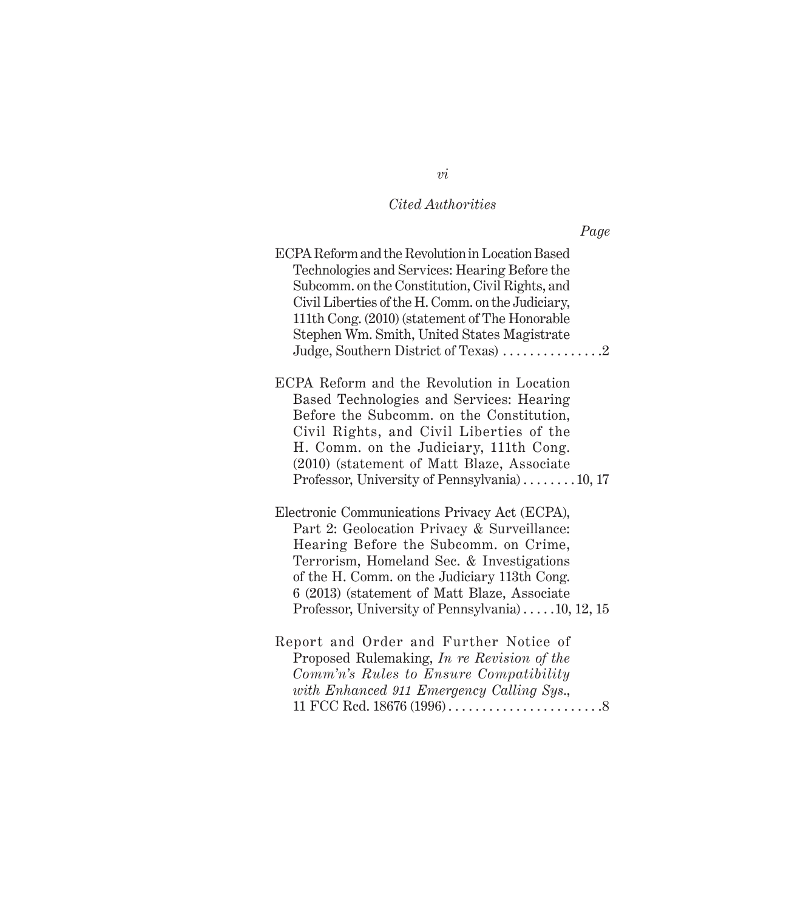*Cited Authorities*

*Page*

ECPA Reform and the Revolution in Location Based Technologies and Services: Hearing Before the Subcomm. on the Constitution, Civil Rights, and Civil Liberties of the H. Comm. on the Judiciary, 111th Cong. (2010) (statement of The Honorable Stephen Wm. Smith, United States Magistrate Judge, Southern District of Texas) . . . . . . . . . . . . . . .2

ECPA Reform and the Revolution in Location Based Technologies and Services: Hearing Before the Subcomm. on the Constitution, Civil Rights, and Civil Liberties of the H. Comm. on the Judiciary, 111th Cong. (2010) (statement of Matt Blaze, Associate Professor, University of Pennsylvania) . . . . . . . . 10, 17

Electronic Communications Privacy Act (ECPA), Part 2: Geolocation Privacy & Surveillance: Hearing Before the Subcomm. on Crime, Terrorism, Homeland Sec. & Investigations of the H. Comm. on the Judiciary 113th Cong. 6 (2013) (statement of Matt Blaze, Associate Professor, University of Pennsylvania) . . . . .10, 12, 15

Report and Order and Further Notice of Proposed Rulemaking, *In re Revision of the Comm'n's Rules to Ensure Compatibility with Enhanced 911 Emergency Calling Sys.*, 11 FCC Rcd. 18676 (1996) . . . . . . . . . . . . . . . . . . . . . . .8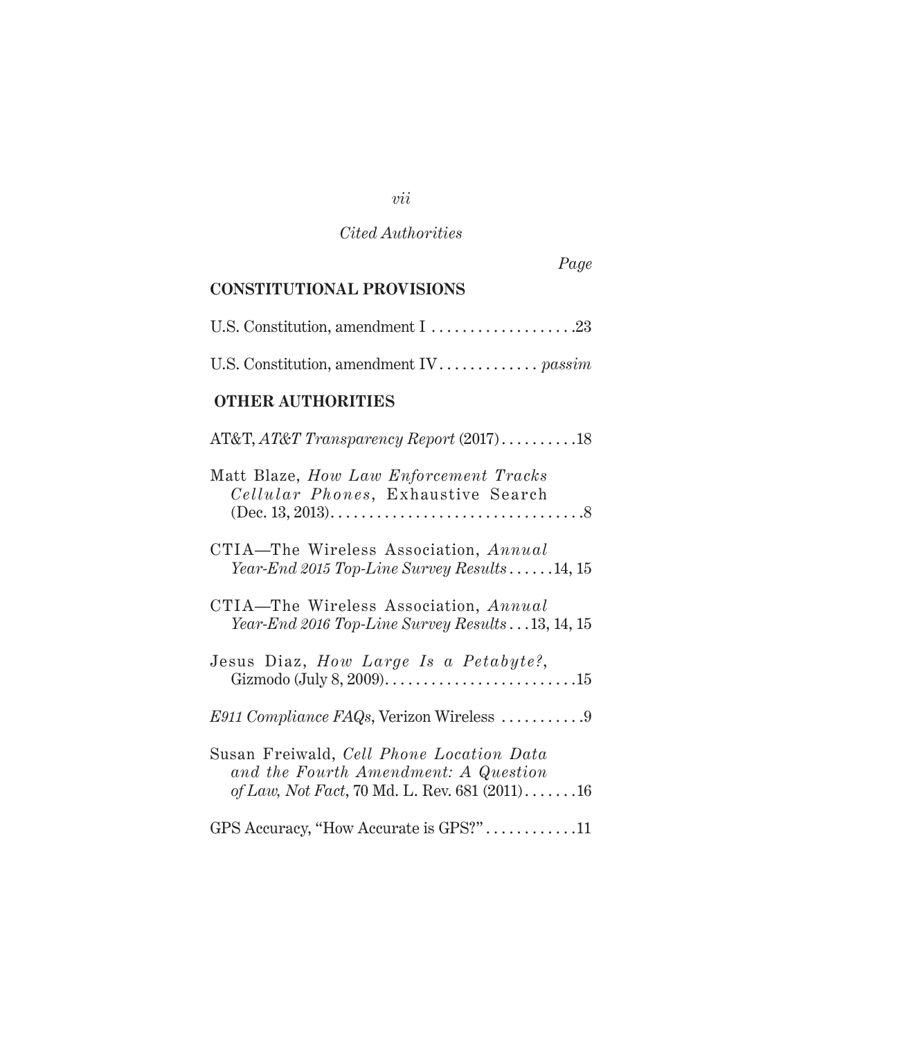*Cited Authorities*

*Page*

**CONSTITUTIONAL PROVISIONS**

U.S. Constitution, amendment I . . . . . . . . . . . . . . . . . . .23

U.S. Constitution, amendment IV . . . . . . . . . . . . . *passim*

**OTHER AUTHORITIES**

AT&T, *AT&T Transparency Report* (2017) . . . . . . . . . .18

Matt Blaze, *How Law Enforcement Tracks Cellular Phones*, Exhaustive Search (Dec. 13, 2013) . . . . . . . . . . . . . . . . . . . . . . . . . . . . . . . . .8

CTIA—The Wireless Association, *Annual Year-End 2015 Top-Line Survey Results* . . . . . .14, 15

CTIA—The Wireless Association, *Annual Year-End 2016 Top-Line Survey Results* . . . 13, 14, 15

Jesus Diaz, *How Large Is a Petabyte?*, Gizmodo (July 8, 2009) . . . . . . . . . . . . . . . . . . . . . . . . .15

*E911 Compliance FAQs*, Verizon Wireless . . . . . . . . . . .9

Susan Freiwald, *Cell Phone Location Data and the Fourth Amendment: A Question of Law, Not Fact*, 70 Md. L. Rev. 681 (2011) . . . . . . .16

GPS Accuracy, "How Accurate is GPS?" . . . . . . . . . . . .11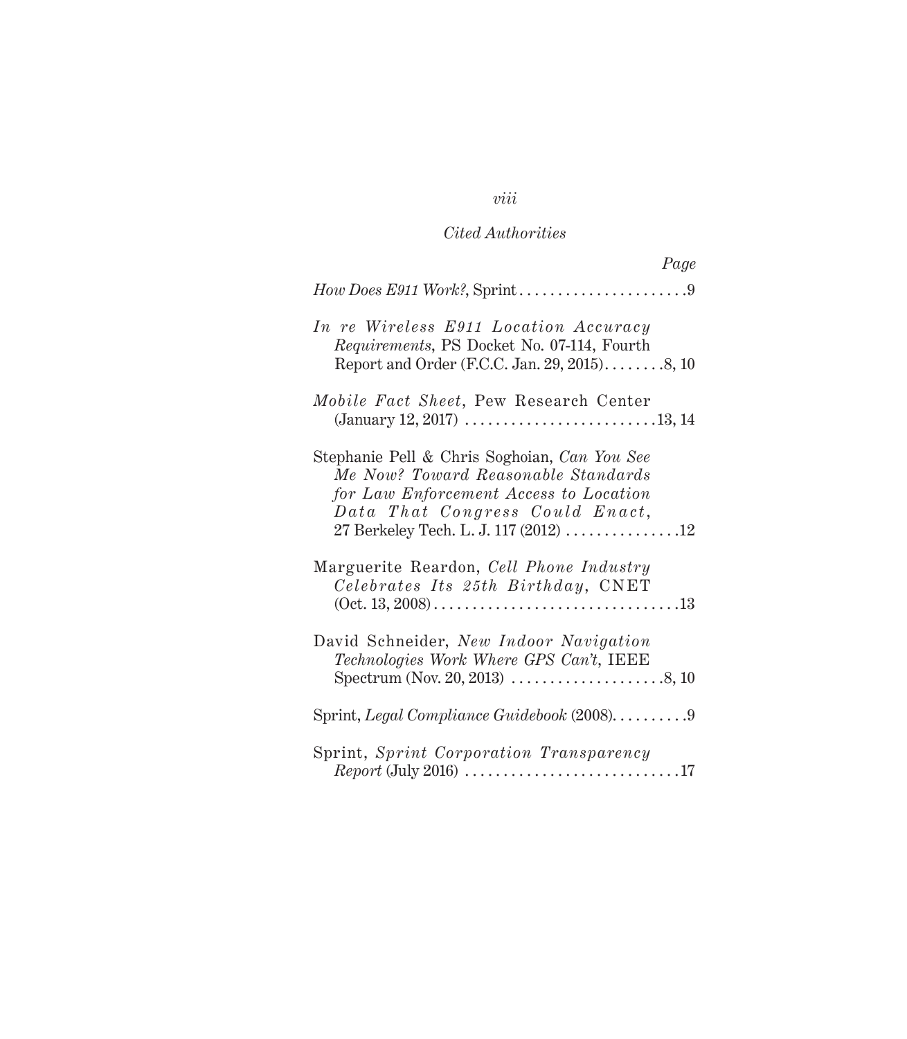*Cited Authorities*

*Page*

*How Does E911 Work?*, Sprint . . . . . . . . . . . . . . . . . . . . . . .9

*In re Wireless E911 Location Accuracy Requirements*, PS Docket No. 07-114, Fourth Report and Order (F.C.C. Jan. 29, 2015). . . . . . . . .8, 10

*Mobile Fact Sheet*, Pew Research Center (January 12, 2017) . . . . . . . . . . . . . . . . . . . . . . . . .13, 14

Stephanie Pell & Chris Soghoian, *Can You See Me Now? Toward Reasonable Standards for Law Enforcement Access to Location Data That Congress Could Enact*, 27 Berkeley Tech. L. J. 117 (2012) . . . . . . . . . . . . . . .12

Marguerite Reardon, *Cell Phone Industry Celebrates Its 25th Birthday*, CNET (Oct. 13, 2008) . . . . . . . . . . . . . . . . . . . . . . . . . . . . . . .13

David Schneider, *New Indoor Navigation Technologies Work Where GPS Can't*, IEEE Spectrum (Nov. 20, 2013) . . . . . . . . . . . . . . . . . . . .8, 10

Sprint, *Legal Compliance Guidebook* (2008). . . . . . . . . .9

Sprint, *Sprint Corporation Transparency Report* (July 2016) . . . . . . . . . . . . . . . . . . . . . . . . . . . .17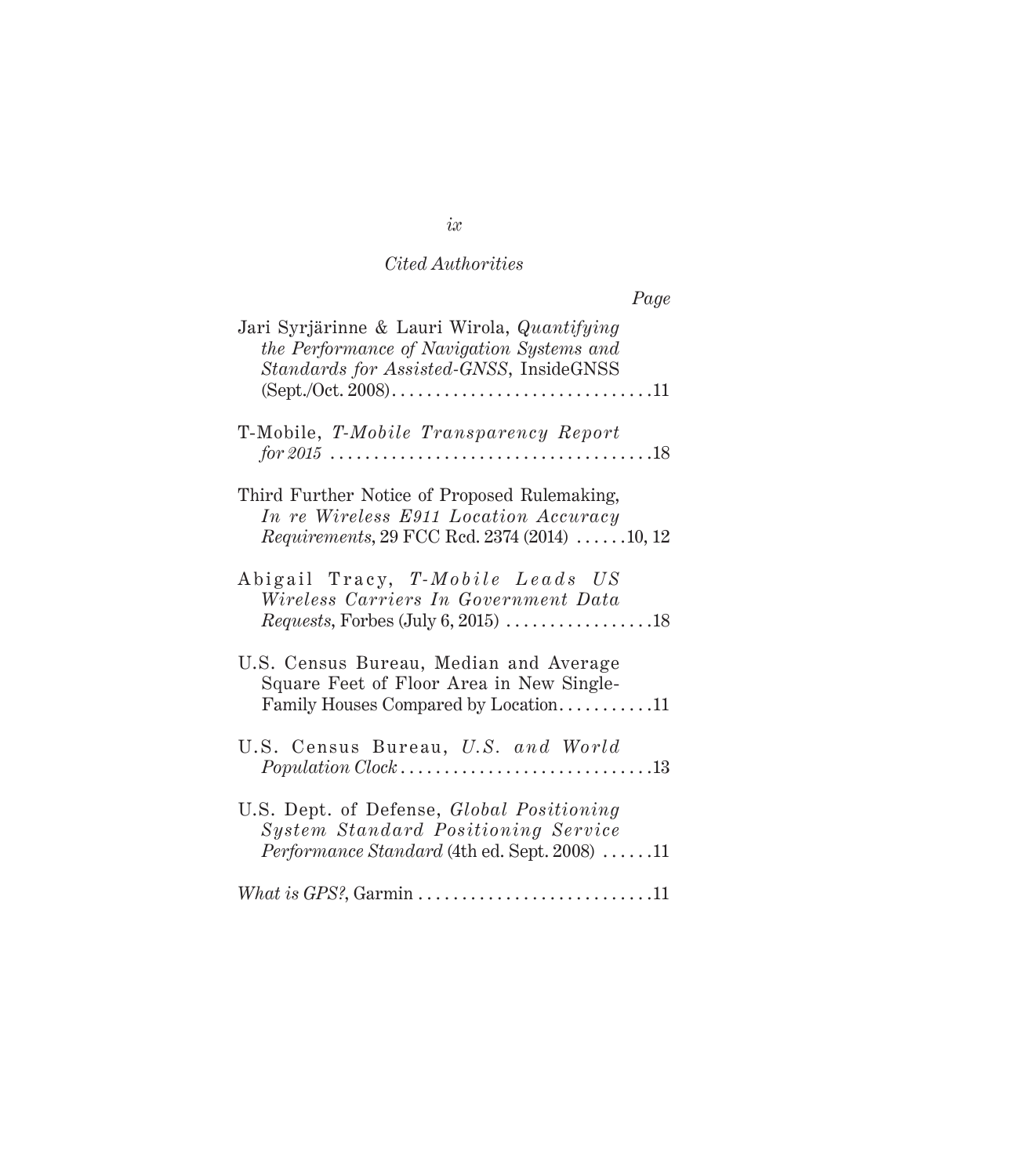*Cited Authorities*

*Page*

Jari Syrjärinne & Lauri Wirola, *Quantifying the Performance of Navigation Systems and Standards for Assisted-GNSS*, InsideGNSS (Sept./Oct. 2008) . . . . . . . . . . . . . . . . . . . . . . . . . . . . . .11

T-Mobile, *T-Mobile Transparency Report for 2015* . . . . . . . . . . . . . . . . . . . . . . . . . . . . . . . . . . . .18

Third Further Notice of Proposed Rulemaking, *In re Wireless E911 Location Accuracy Requirements*, 29 FCC Rcd. 2374 (2014) . . . . . .10, 12

Abigail Tracy, *T-Mobile Leads US Wireless Carriers In Government Data Requests*, Forbes (July 6, 2015) . . . . . . . . . . . . . . . . .18

U.S. Census Bureau, Median and Average Square Feet of Floor Area in New Single-Family Houses Compared by Location. . . . . . . . . . .11

U.S. Census Bureau, *U.S. and World Population Clock* . . . . . . . . . . . . . . . . . . . . . . . . . . . . .13

U.S. Dept. of Defense, *Global Positioning System Standard Positioning Service Performance Standard* (4th ed. Sept. 2008) . . . . . .11

*What is GPS?*, Garmin . . . . . . . . . . . . . . . . . . . . . . . . . . .11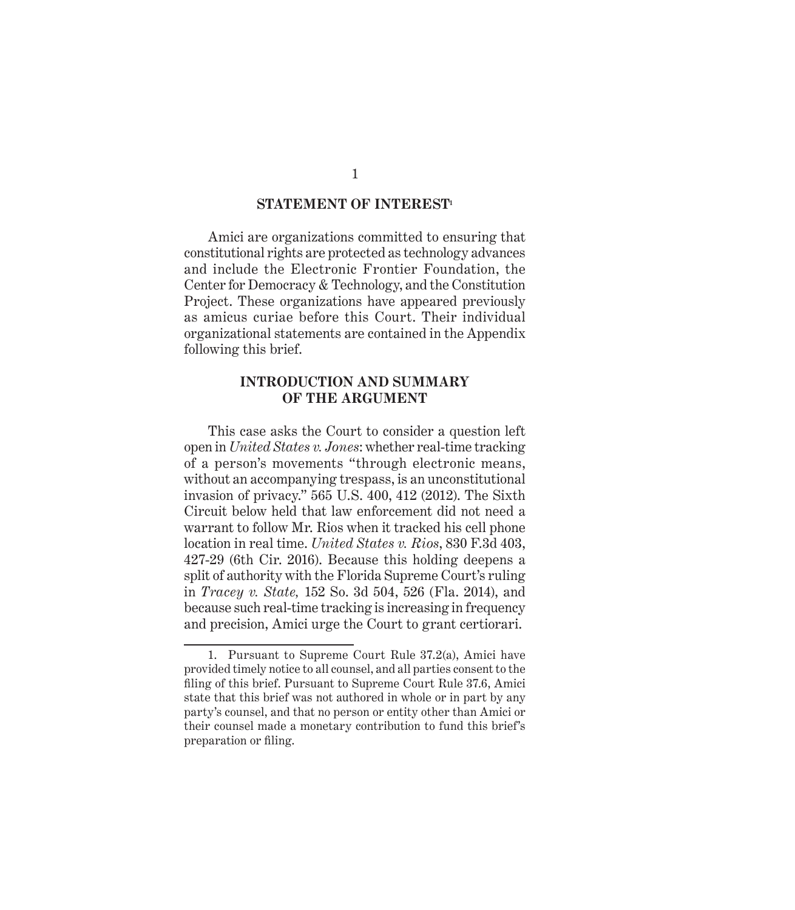## STATEMENT OF INTEREST[1]

Amici are organizations committed to ensuring that constitutional rights are protected as technology advances and include the Electronic Frontier Foundation, the Center for Democracy & Technology, and the Constitution Project. These organizations have appeared previously as amicus curiae before this Court. Their individual organizational statements are contained in the Appendix following this brief.

## INTRODUCTION AND SUMMARY OF THE ARGUMENT

This case asks the Court to consider a question left open in *United States v. Jones*: whether real-time tracking of a person's movements "through electronic means, without an accompanying trespass, is an unconstitutional invasion of privacy." 565 U.S. 400, 412 (2012). The Sixth Circuit below held that law enforcement did not need a warrant to follow Mr. Rios when it tracked his cell phone location in real time. *United States v. Rios*, 830 F.3d 403, 427-29 (6th Cir. 2016). Because this holding deepens a split of authority with the Florida Supreme Court's ruling in *Tracey v. State,* 152 So. 3d 504, 526 (Fla. 2014), and because such real-time tracking is increasing in frequency and precision, Amici urge the Court to grant certiorari.

---

1. Pursuant to Supreme Court Rule 37.2(a), Amici have provided timely notice to all counsel, and all parties consent to the filing of this brief. Pursuant to Supreme Court Rule 37.6, Amici state that this brief was not authored in whole or in part by any party's counsel, and that no person or entity other than Amici or their counsel made a monetary contribution to fund this brief's preparation or filing.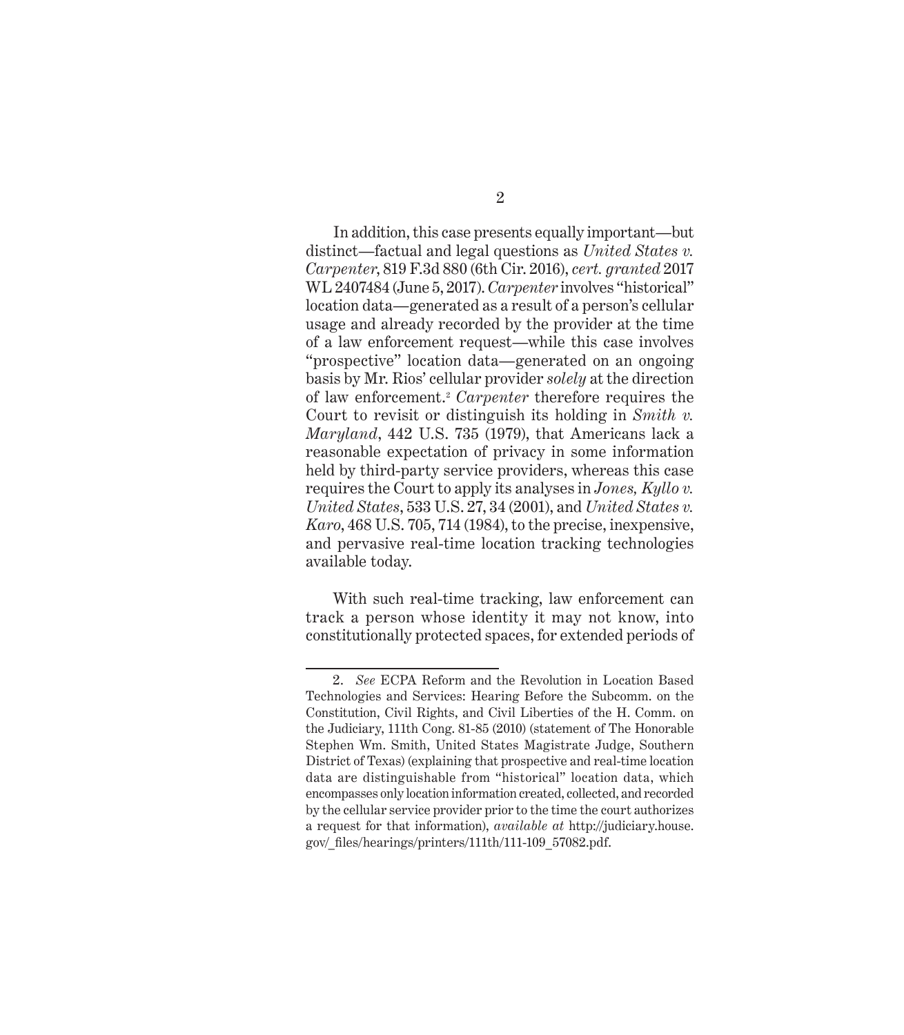In addition, this case presents equally important—but distinct—factual and legal questions as *United States v. Carpenter*, 819 F.3d 880 (6th Cir. 2016), *cert. granted* 2017 WL 2407484 (June 5, 2017). *Carpenter* involves "historical" location data—generated as a result of a person's cellular usage and already recorded by the provider at the time of a law enforcement request—while this case involves "prospective" location data—generated on an ongoing basis by Mr. Rios' cellular provider *solely* at the direction of law enforcement.[2] *Carpenter* therefore requires the Court to revisit or distinguish its holding in *Smith v. Maryland*, 442 U.S. 735 (1979), that Americans lack a reasonable expectation of privacy in some information held by third-party service providers, whereas this case requires the Court to apply its analyses in *Jones, Kyllo v. United States*, 533 U.S. 27, 34 (2001), and *United States v. Karo*, 468 U.S. 705, 714 (1984), to the precise, inexpensive, and pervasive real-time location tracking technologies available today.

With such real-time tracking, law enforcement can track a person whose identity it may not know, into constitutionally protected spaces, for extended periods of

---

2. *See* ECPA Reform and the Revolution in Location Based Technologies and Services: Hearing Before the Subcomm. on the Constitution, Civil Rights, and Civil Liberties of the H. Comm. on the Judiciary, 111th Cong. 81-85 (2010) (statement of The Honorable Stephen Wm. Smith, United States Magistrate Judge, Southern District of Texas) (explaining that prospective and real-time location data are distinguishable from "historical" location data, which encompasses only location information created, collected, and recorded by the cellular service provider prior to the time the court authorizes a request for that information), *available at* http://judiciary.house.gov/_files/hearings/printers/111th/111-109_57082.pdf.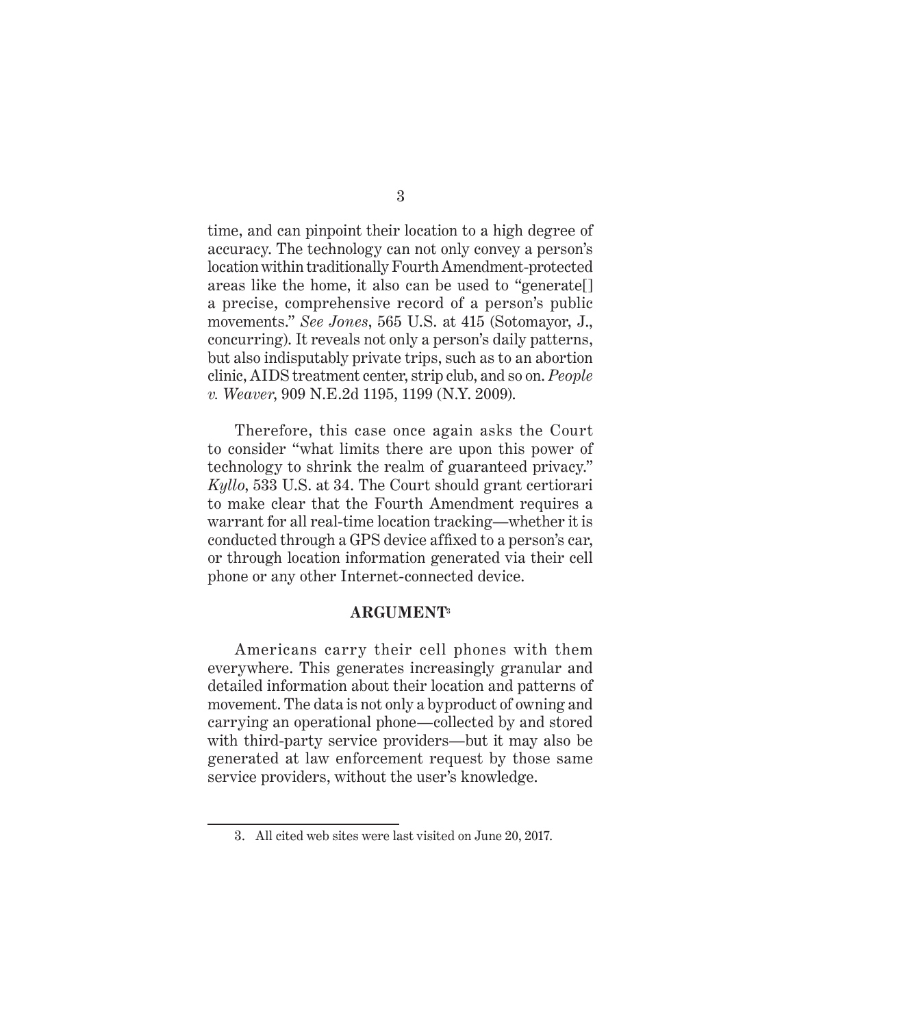time, and can pinpoint their location to a high degree of accuracy. The technology can not only convey a person's location within traditionally Fourth Amendment-protected areas like the home, it also can be used to "generate[] a precise, comprehensive record of a person's public movements." *See Jones*, 565 U.S. at 415 (Sotomayor, J., concurring). It reveals not only a person's daily patterns, but also indisputably private trips, such as to an abortion clinic, AIDS treatment center, strip club, and so on. *People v. Weaver*, 909 N.E.2d 1195, 1199 (N.Y. 2009).

Therefore, this case once again asks the Court to consider "what limits there are upon this power of technology to shrink the realm of guaranteed privacy." *Kyllo*, 533 U.S. at 34. The Court should grant certiorari to make clear that the Fourth Amendment requires a warrant for all real-time location tracking—whether it is conducted through a GPS device affixed to a person's car, or through location information generated via their cell phone or any other Internet-connected device.

## ARGUMENT[3]

Americans carry their cell phones with them everywhere. This generates increasingly granular and detailed information about their location and patterns of movement. The data is not only a byproduct of owning and carrying an operational phone—collected by and stored with third-party service providers—but it may also be generated at law enforcement request by those same service providers, without the user's knowledge.

3. All cited web sites were last visited on June 20, 2017.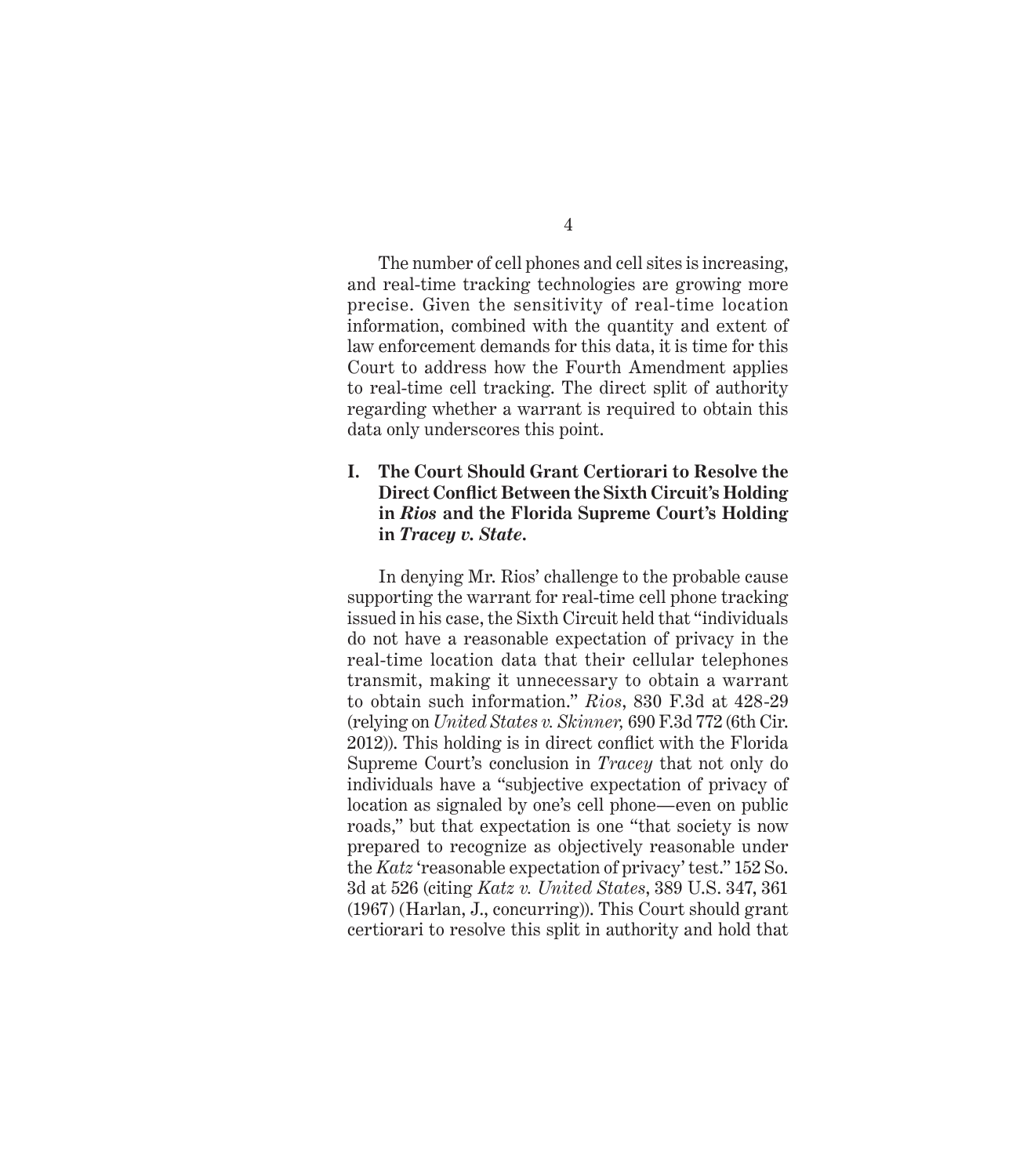The number of cell phones and cell sites is increasing, and real-time tracking technologies are growing more precise. Given the sensitivity of real-time location information, combined with the quantity and extent of law enforcement demands for this data, it is time for this Court to address how the Fourth Amendment applies to real-time cell tracking. The direct split of authority regarding whether a warrant is required to obtain this data only underscores this point.

## I. The Court Should Grant Certiorari to Resolve the Direct Conflict Between the Sixth Circuit's Holding in *Rios* and the Florida Supreme Court's Holding in *Tracey v. State*.

In denying Mr. Rios' challenge to the probable cause supporting the warrant for real-time cell phone tracking issued in his case, the Sixth Circuit held that "individuals do not have a reasonable expectation of privacy in the real-time location data that their cellular telephones transmit, making it unnecessary to obtain a warrant to obtain such information." *Rios*, 830 F.3d at 428-29 (relying on *United States v. Skinner,* 690 F.3d 772 (6th Cir. 2012)). This holding is in direct conflict with the Florida Supreme Court's conclusion in *Tracey* that not only do individuals have a "subjective expectation of privacy of location as signaled by one's cell phone—even on public roads," but that expectation is one "that society is now prepared to recognize as objectively reasonable under the *Katz* 'reasonable expectation of privacy' test." 152 So. 3d at 526 (citing *Katz v. United States*, 389 U.S. 347, 361 (1967) (Harlan, J., concurring)). This Court should grant certiorari to resolve this split in authority and hold that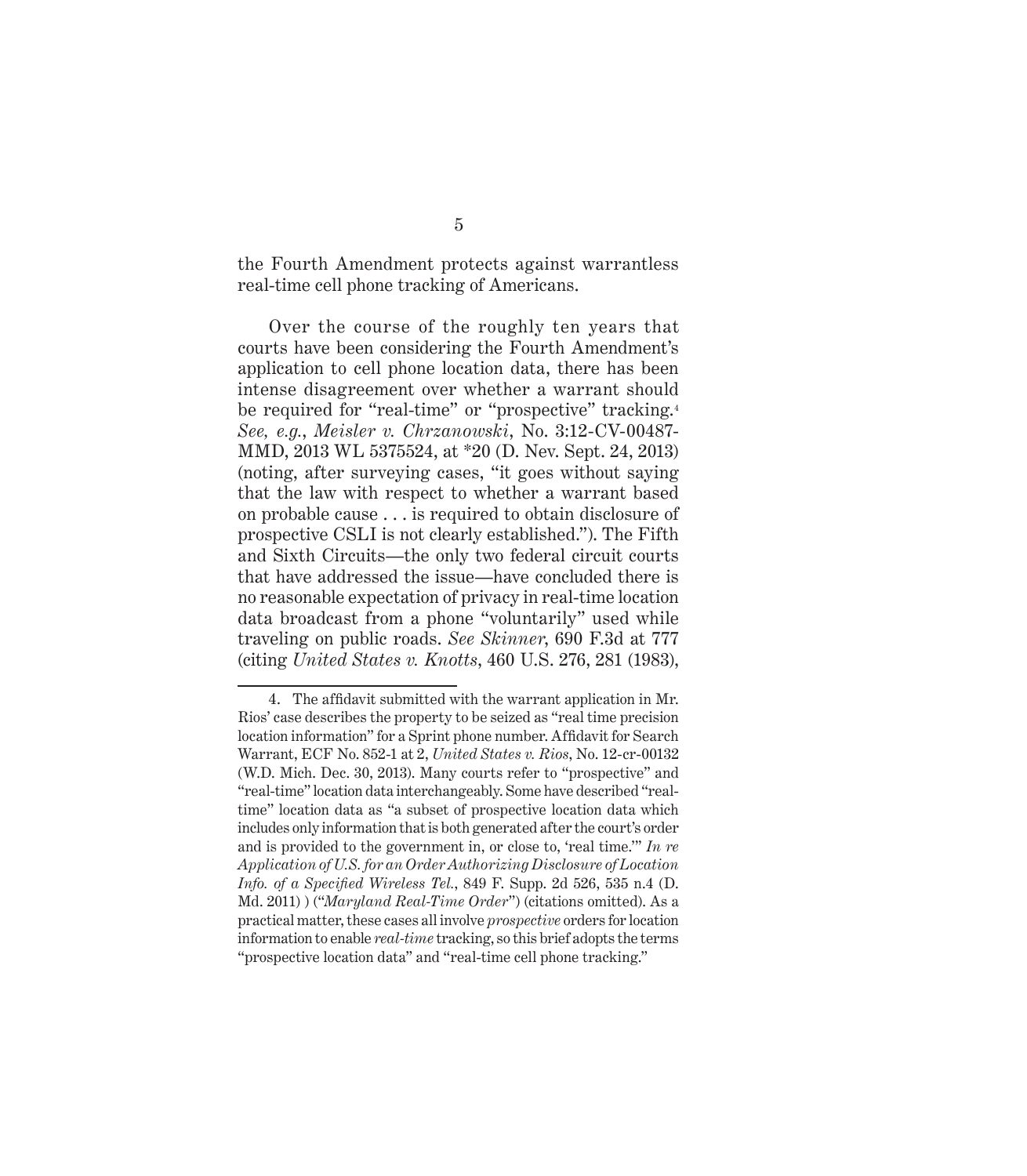the Fourth Amendment protects against warrantless real-time cell phone tracking of Americans.

Over the course of the roughly ten years that courts have been considering the Fourth Amendment's application to cell phone location data, there has been intense disagreement over whether a warrant should be required for "real-time" or "prospective" tracking.[4] *See, e.g.*, *Meisler v. Chrzanowski*, No. 3:12-CV-00487-MMD, 2013 WL 5375524, at *20 (D. Nev. Sept. 24, 2013) (noting, after surveying cases, "it goes without saying that the law with respect to whether a warrant based on probable cause . . . is required to obtain disclosure of prospective CSLI is not clearly established."). The Fifth and Sixth Circuits—the only two federal circuit courts that have addressed the issue—have concluded there is no reasonable expectation of privacy in real-time location data broadcast from a phone "voluntarily" used while traveling on public roads. *See Skinner*, 690 F.3d at 777 (citing *United States v. Knotts*, 460 U.S. 276, 281 (1983),

---

4. The affidavit submitted with the warrant application in Mr. Rios' case describes the property to be seized as "real time precision location information" for a Sprint phone number. Affidavit for Search Warrant, ECF No. 852-1 at 2, *United States v. Rios*, No. 12-cr-00132 (W.D. Mich. Dec. 30, 2013). Many courts refer to "prospective" and "real-time" location data interchangeably. Some have described "real-time" location data as "a subset of prospective location data which includes only information that is both generated after the court's order and is provided to the government in, or close to, 'real time.'" *In re Application of U.S. for an Order Authorizing Disclosure of Location Info. of a Specified Wireless Tel.*, 849 F. Supp. 2d 526, 535 n.4 (D. Md. 2011) ) ("*Maryland Real-Time Order*") (citations omitted). As a practical matter, these cases all involve *prospective* orders for location information to enable *real-time* tracking, so this brief adopts the terms "prospective location data" and "real-time cell phone tracking."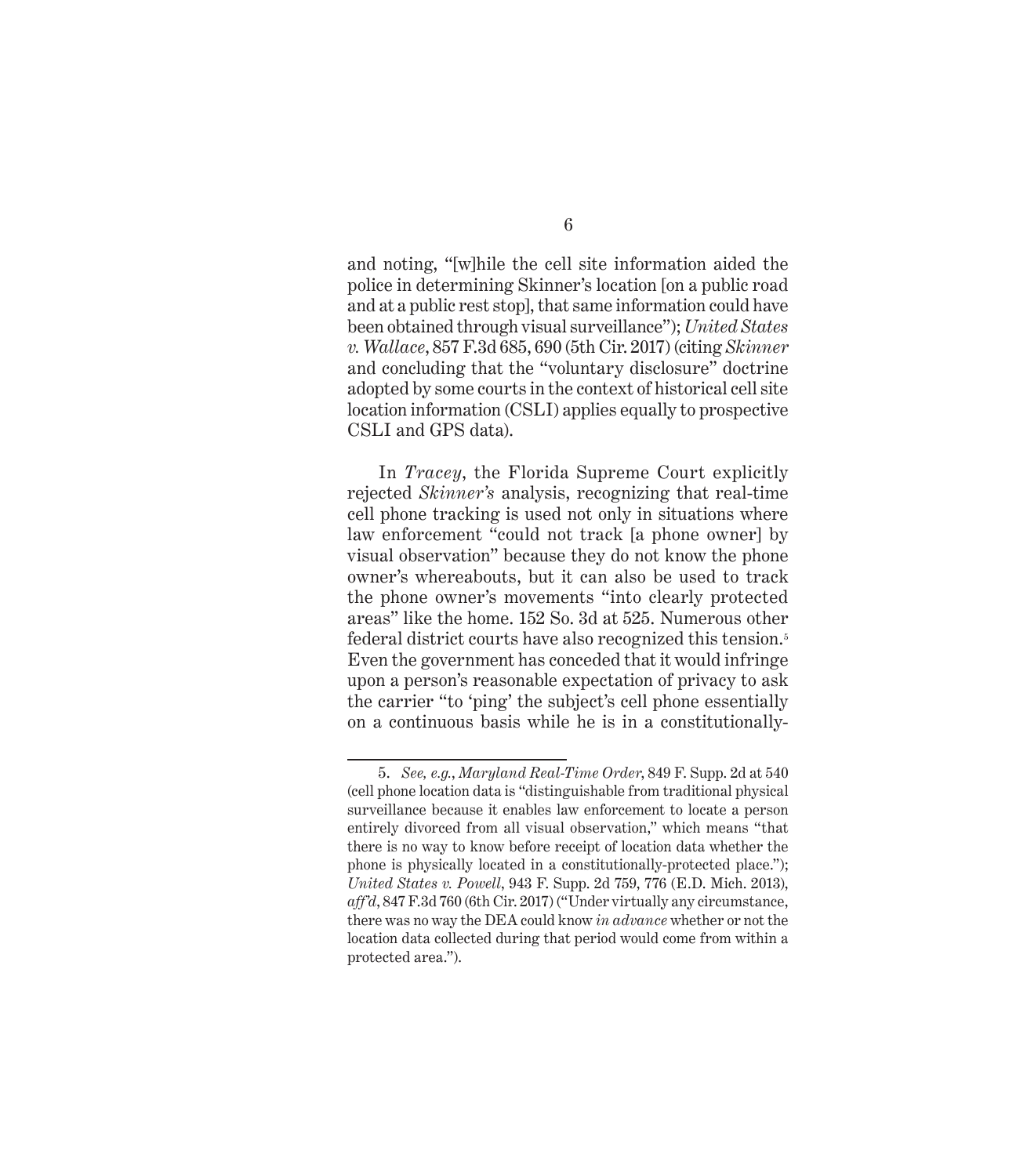and noting, "[w]hile the cell site information aided the police in determining Skinner's location [on a public road and at a public rest stop], that same information could have been obtained through visual surveillance"); *United States v. Wallace*, 857 F.3d 685, 690 (5th Cir. 2017) (citing *Skinner* and concluding that the "voluntary disclosure" doctrine adopted by some courts in the context of historical cell site location information (CSLI) applies equally to prospective CSLI and GPS data).

In *Tracey*, the Florida Supreme Court explicitly rejected *Skinner's* analysis, recognizing that real-time cell phone tracking is used not only in situations where law enforcement "could not track [a phone owner] by visual observation" because they do not know the phone owner's whereabouts, but it can also be used to track the phone owner's movements "into clearly protected areas" like the home. 152 So. 3d at 525. Numerous other federal district courts have also recognized this tension.[5] Even the government has conceded that it would infringe upon a person's reasonable expectation of privacy to ask the carrier "to 'ping' the subject's cell phone essentially on a continuous basis while he is in a constitutionally-

---

5. *See, e.g.*, *Maryland Real-Time Order*, 849 F. Supp. 2d at 540 (cell phone location data is "distinguishable from traditional physical surveillance because it enables law enforcement to locate a person entirely divorced from all visual observation," which means "that there is no way to know before receipt of location data whether the phone is physically located in a constitutionally-protected place."); *United States v. Powell*, 943 F. Supp. 2d 759, 776 (E.D. Mich. 2013), *aff'd*, 847 F.3d 760 (6th Cir. 2017) ("Under virtually any circumstance, there was no way the DEA could know *in advance* whether or not the location data collected during that period would come from within a protected area.").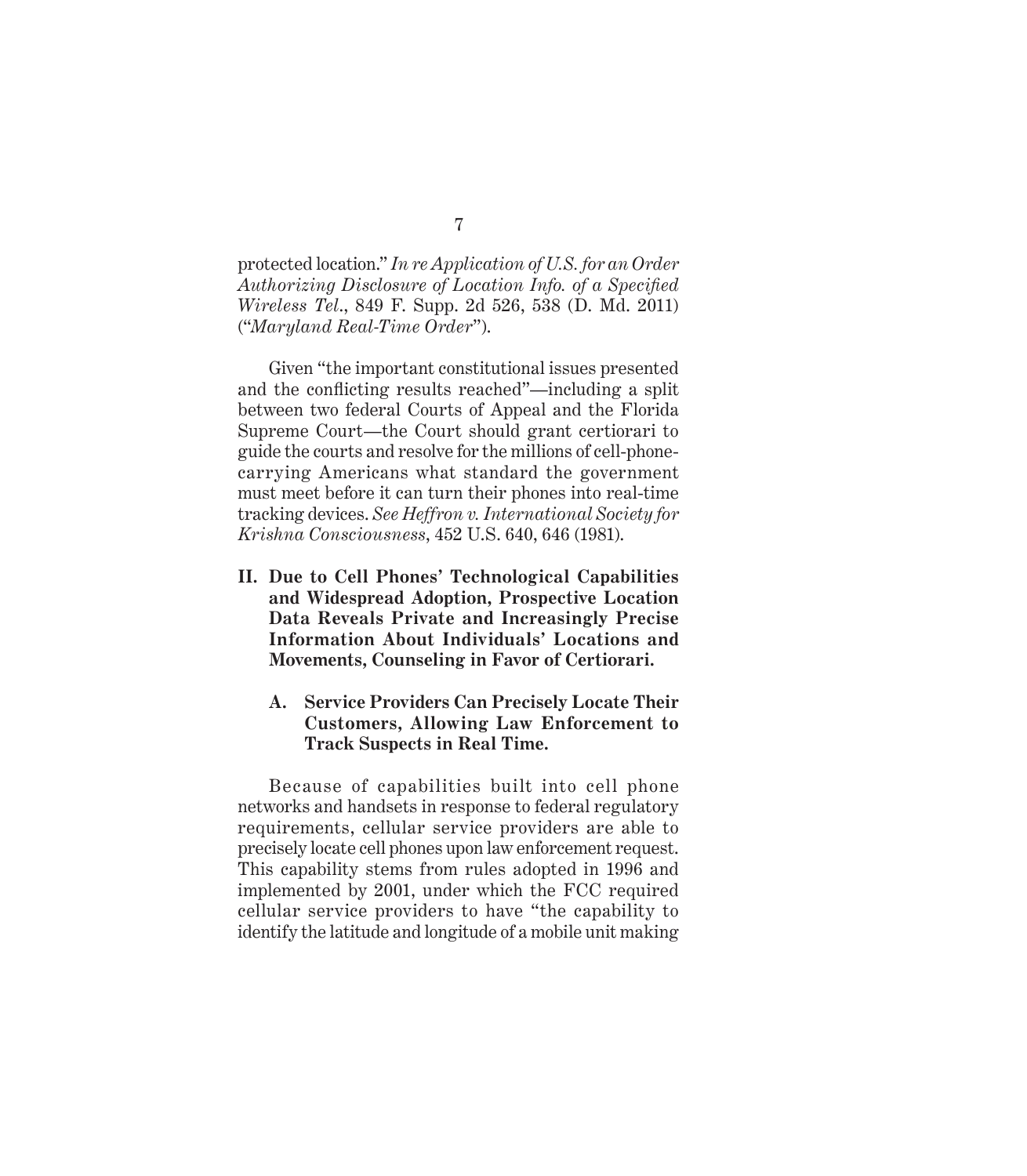protected location." *In re Application of U.S. for an Order Authorizing Disclosure of Location Info. of a Specified Wireless Tel.*, 849 F. Supp. 2d 526, 538 (D. Md. 2011) ("*Maryland Real-Time Order*").

Given "the important constitutional issues presented and the conflicting results reached"—including a split between two federal Courts of Appeal and the Florida Supreme Court—the Court should grant certiorari to guide the courts and resolve for the millions of cell-phone-carrying Americans what standard the government must meet before it can turn their phones into real-time tracking devices. *See Heffron v. International Society for Krishna Consciousness*, 452 U.S. 640, 646 (1981).

## II. Due to Cell Phones' Technological Capabilities and Widespread Adoption, Prospective Location Data Reveals Private and Increasingly Precise Information About Individuals' Locations and Movements, Counseling in Favor of Certiorari.

### A. Service Providers Can Precisely Locate Their Customers, Allowing Law Enforcement to Track Suspects in Real Time.

Because of capabilities built into cell phone networks and handsets in response to federal regulatory requirements, cellular service providers are able to precisely locate cell phones upon law enforcement request. This capability stems from rules adopted in 1996 and implemented by 2001, under which the FCC required cellular service providers to have "the capability to identify the latitude and longitude of a mobile unit making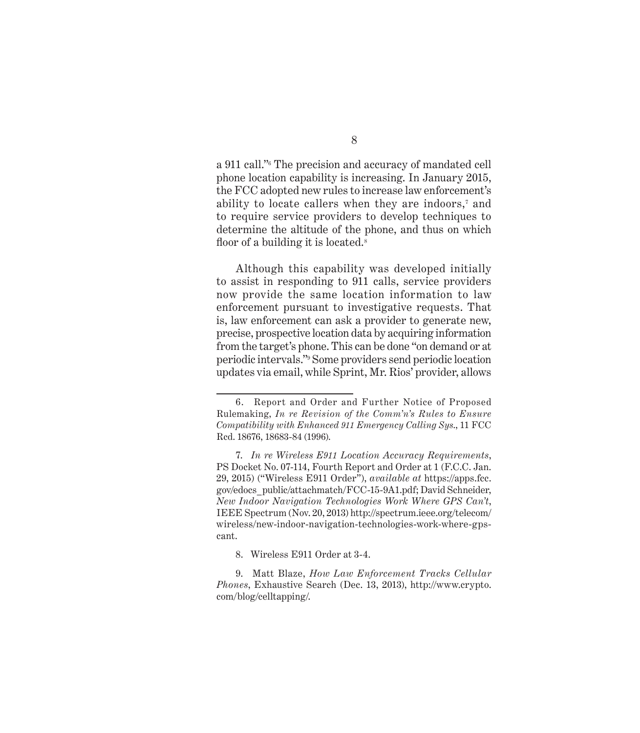a 911 call."[6] The precision and accuracy of mandated cell phone location capability is increasing. In January 2015, the FCC adopted new rules to increase law enforcement's ability to locate callers when they are indoors,[7] and to require service providers to develop techniques to determine the altitude of the phone, and thus on which floor of a building it is located.[8]

Although this capability was developed initially to assist in responding to 911 calls, service providers now provide the same location information to law enforcement pursuant to investigative requests. That is, law enforcement can ask a provider to generate new, precise, prospective location data by acquiring information from the target's phone. This can be done "on demand or at periodic intervals."[9] Some providers send periodic location updates via email, while Sprint, Mr. Rios' provider, allows

---

6. Report and Order and Further Notice of Proposed Rulemaking, *In re Revision of the Comm'n's Rules to Ensure Compatibility with Enhanced 911 Emergency Calling Sys.*, 11 FCC Rcd. 18676, 18683-84 (1996).

7. *In re Wireless E911 Location Accuracy Requirements*, PS Docket No. 07-114, Fourth Report and Order at 1 (F.C.C. Jan. 29, 2015) ("Wireless E911 Order"), *available at* https://apps.fcc.gov/edocs_public/attachmatch/FCC-15-9A1.pdf; David Schneider, *New Indoor Navigation Technologies Work Where GPS Can't*, IEEE Spectrum (Nov. 20, 2013) http://spectrum.ieee.org/telecom/wireless/new-indoor-navigation-technologies-work-where-gps-cant.

8. Wireless E911 Order at 3-4.

9. Matt Blaze, *How Law Enforcement Tracks Cellular Phones*, Exhaustive Search (Dec. 13, 2013), http://www.crypto.com/blog/celltapping/.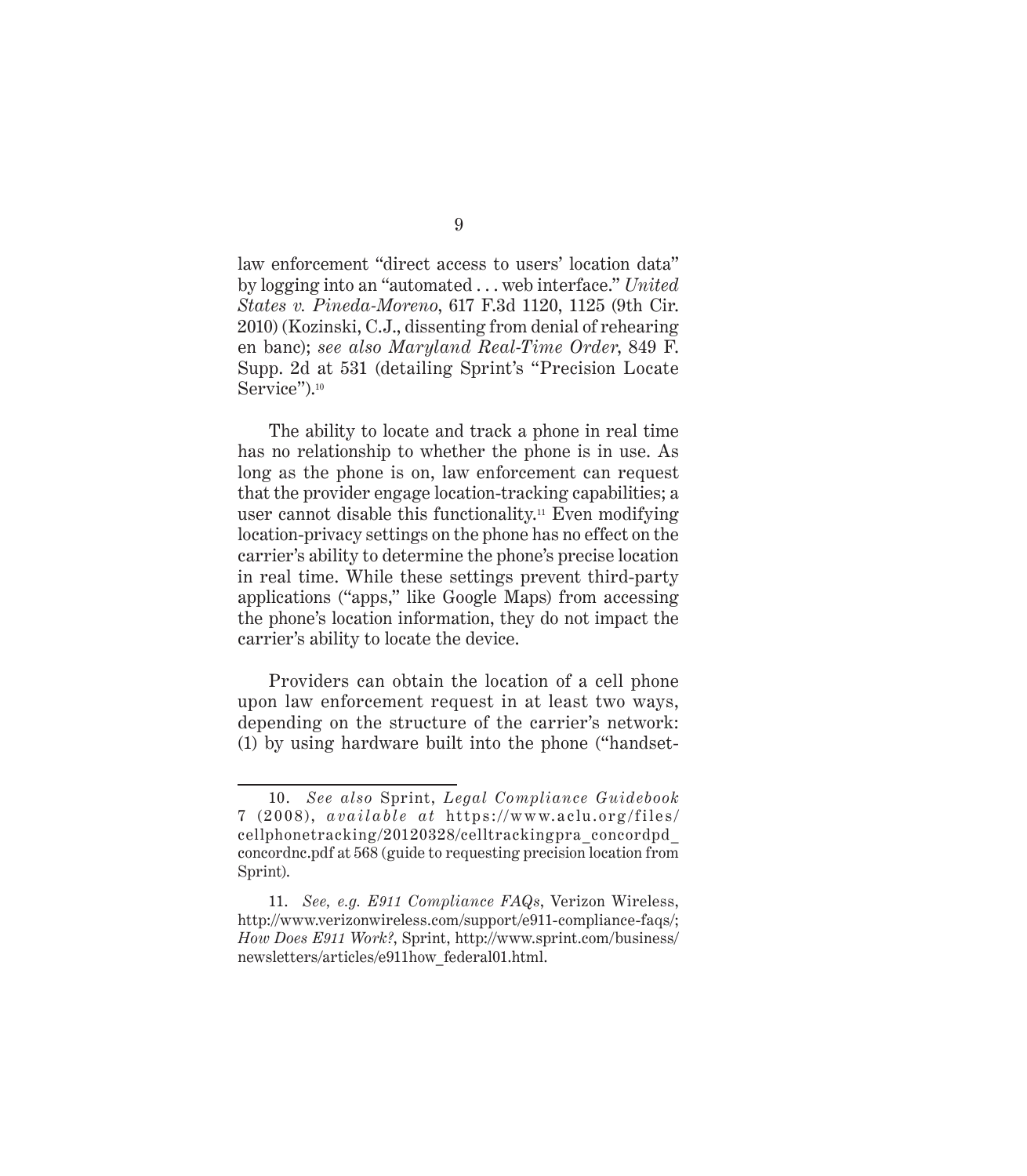law enforcement "direct access to users' location data" by logging into an "automated . . . web interface." *United States v. Pineda-Moreno*, 617 F.3d 1120, 1125 (9th Cir. 2010) (Kozinski, C.J., dissenting from denial of rehearing en banc); *see also Maryland Real-Time Order*, 849 F. Supp. 2d at 531 (detailing Sprint's "Precision Locate Service").[10]

The ability to locate and track a phone in real time has no relationship to whether the phone is in use. As long as the phone is on, law enforcement can request that the provider engage location-tracking capabilities; a user cannot disable this functionality.[11] Even modifying location-privacy settings on the phone has no effect on the carrier's ability to determine the phone's precise location in real time. While these settings prevent third-party applications ("apps," like Google Maps) from accessing the phone's location information, they do not impact the carrier's ability to locate the device.

Providers can obtain the location of a cell phone upon law enforcement request in at least two ways, depending on the structure of the carrier's network: (1) by using hardware built into the phone ("handset-

---

10. *See also* Sprint, *Legal Compliance Guidebook* 7 (2008), *available at* https://www.aclu.org/files/cellphonetracking/20120328/celltrackingpra_concordpd_concordnc.pdf at 568 (guide to requesting precision location from Sprint).

11. *See, e.g. E911 Compliance FAQs*, Verizon Wireless, http://www.verizonwireless.com/support/e911-compliance-faqs/; *How Does E911 Work?*, Sprint, http://www.sprint.com/business/newsletters/articles/e911how_federal01.html.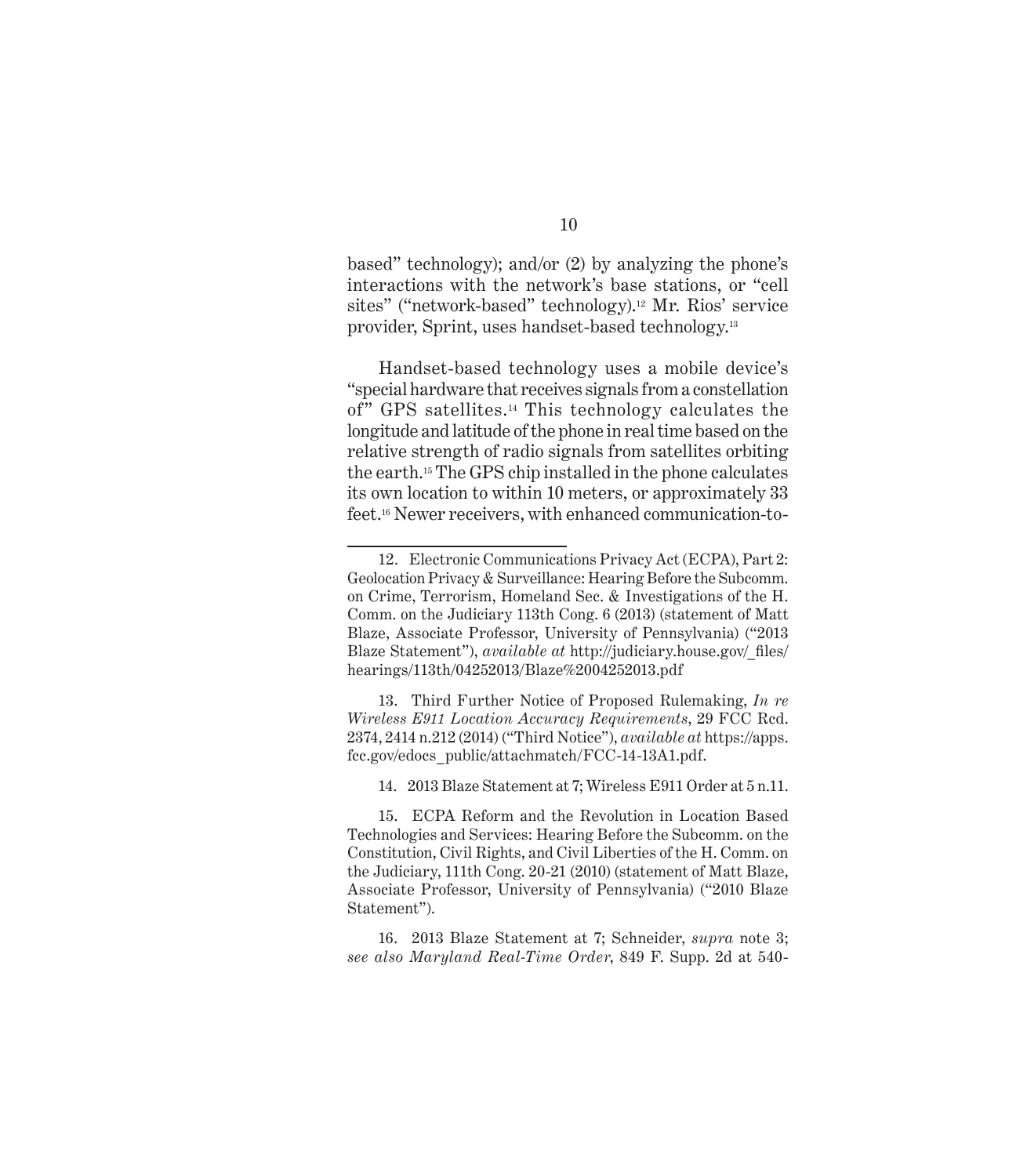based" technology); and/or (2) by analyzing the phone's interactions with the network's base stations, or "cell sites" ("network-based" technology).[12] Mr. Rios' service provider, Sprint, uses handset-based technology.[13]

Handset-based technology uses a mobile device's "special hardware that receives signals from a constellation of" GPS satellites.[14] This technology calculates the longitude and latitude of the phone in real time based on the relative strength of radio signals from satellites orbiting the earth.[15] The GPS chip installed in the phone calculates its own location to within 10 meters, or approximately 33 feet.[16] Newer receivers, with enhanced communication-to-

---

12. Electronic Communications Privacy Act (ECPA), Part 2: Geolocation Privacy & Surveillance: Hearing Before the Subcomm. on Crime, Terrorism, Homeland Sec. & Investigations of the H. Comm. on the Judiciary 113th Cong. 6 (2013) (statement of Matt Blaze, Associate Professor, University of Pennsylvania) ("2013 Blaze Statement"), *available at* http://judiciary.house.gov/_files/hearings/113th/04252013/Blaze%2004252013.pdf

13. Third Further Notice of Proposed Rulemaking, *In re Wireless E911 Location Accuracy Requirements*, 29 FCC Rcd. 2374, 2414 n.212 (2014) ("Third Notice"), *available at* https://apps.fcc.gov/edocs_public/attachmatch/FCC-14-13A1.pdf.

14. 2013 Blaze Statement at 7; Wireless E911 Order at 5 n.11.

15. ECPA Reform and the Revolution in Location Based Technologies and Services: Hearing Before the Subcomm. on the Constitution, Civil Rights, and Civil Liberties of the H. Comm. on the Judiciary, 111th Cong. 20-21 (2010) (statement of Matt Blaze, Associate Professor, University of Pennsylvania) ("2010 Blaze Statement").

16. 2013 Blaze Statement at 7; Schneider, *supra* note 3; *see also Maryland Real-Time Order*, 849 F. Supp. 2d at 540-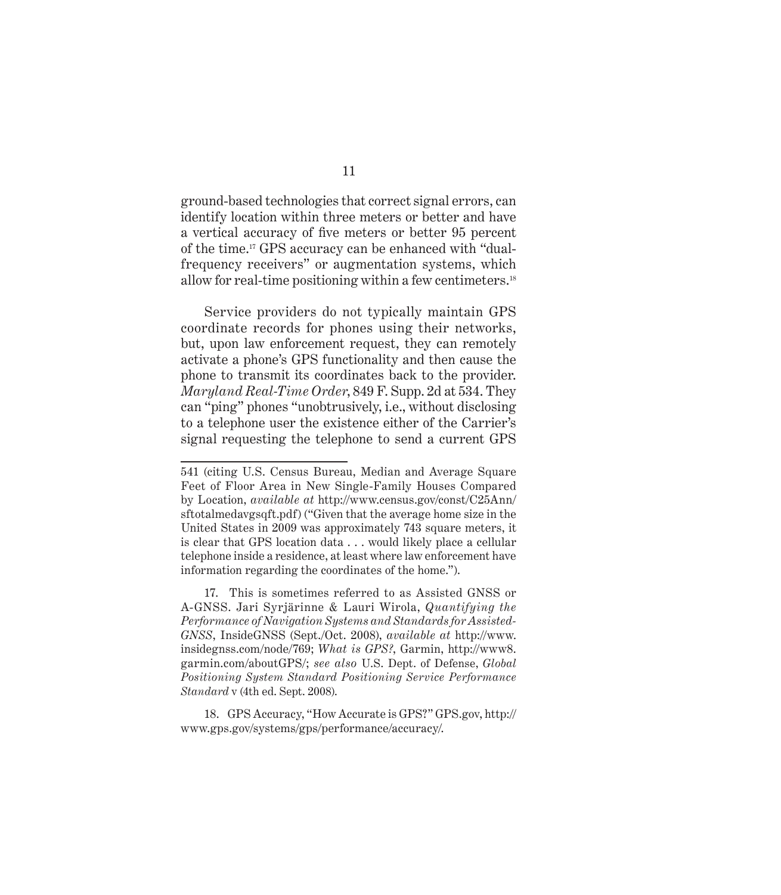ground-based technologies that correct signal errors, can identify location within three meters or better and have a vertical accuracy of five meters or better 95 percent of the time.[17] GPS accuracy can be enhanced with "dual-frequency receivers" or augmentation systems, which allow for real-time positioning within a few centimeters.[18]

Service providers do not typically maintain GPS coordinate records for phones using their networks, but, upon law enforcement request, they can remotely activate a phone's GPS functionality and then cause the phone to transmit its coordinates back to the provider. *Maryland Real-Time Order*, 849 F. Supp. 2d at 534. They can "ping" phones "unobtrusively, i.e., without disclosing to a telephone user the existence either of the Carrier's signal requesting the telephone to send a current GPS

---

541 (citing U.S. Census Bureau, Median and Average Square Feet of Floor Area in New Single-Family Houses Compared by Location, *available at* http://www.census.gov/const/C25Ann/sftotalmedavgsqft.pdf) ("Given that the average home size in the United States in 2009 was approximately 743 square meters, it is clear that GPS location data . . . would likely place a cellular telephone inside a residence, at least where law enforcement have information regarding the coordinates of the home.").

17. This is sometimes referred to as Assisted GNSS or A-GNSS. Jari Syrjärinne & Lauri Wirola, *Quantifying the Performance of Navigation Systems and Standards for Assisted-GNSS*, InsideGNSS (Sept./Oct. 2008), *available at* http://www.insidegnss.com/node/769; *What is GPS?*, Garmin, http://www8.garmin.com/aboutGPS/; *see also* U.S. Dept. of Defense, *Global Positioning System Standard Positioning Service Performance Standard* v (4th ed. Sept. 2008).

18. GPS Accuracy, "How Accurate is GPS?" GPS.gov, http://www.gps.gov/systems/gps/performance/accuracy/.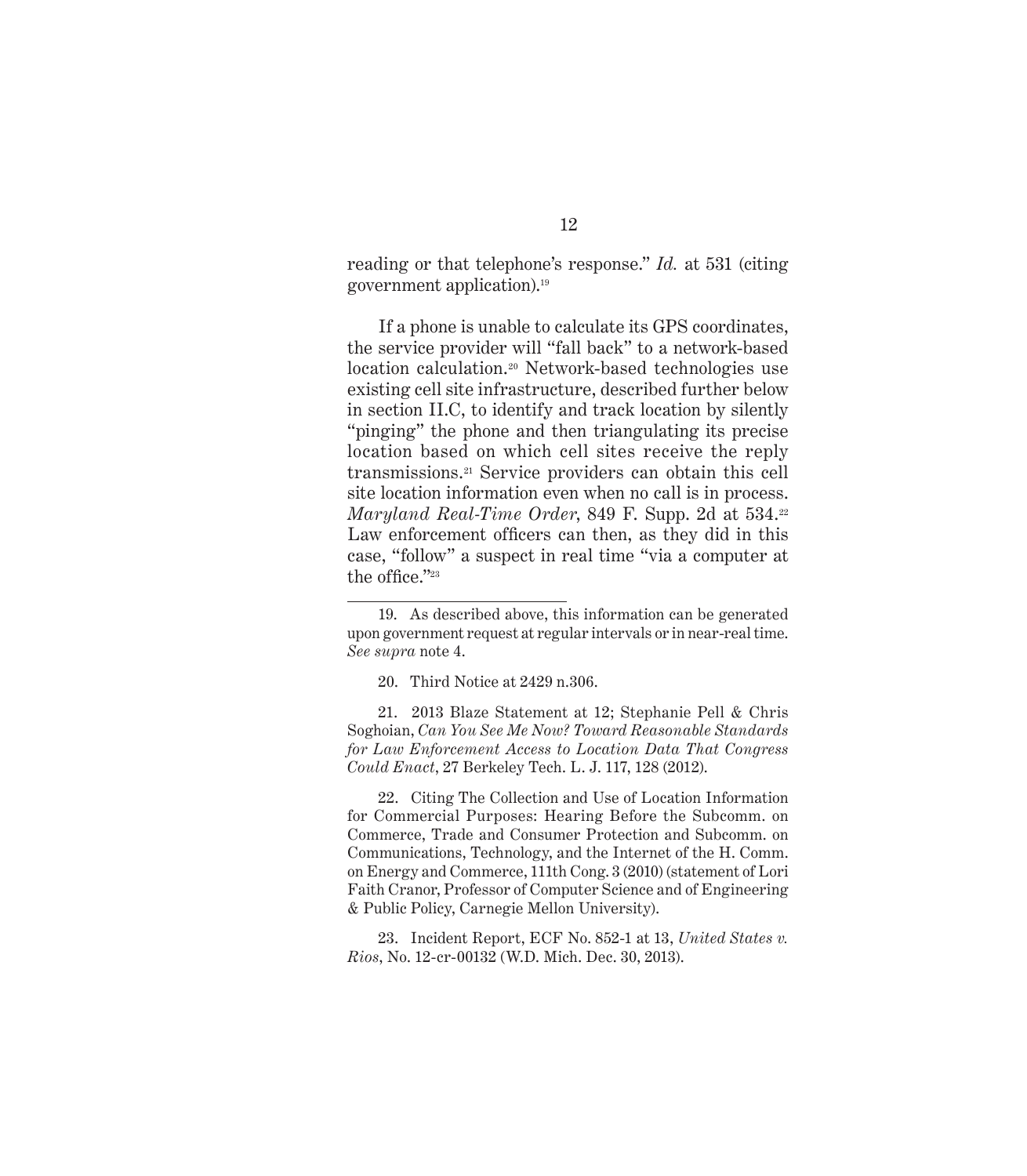reading or that telephone's response." *Id.* at 531 (citing government application).[19]

If a phone is unable to calculate its GPS coordinates, the service provider will "fall back" to a network-based location calculation.[20] Network-based technologies use existing cell site infrastructure, described further below in section II.C, to identify and track location by silently "pinging" the phone and then triangulating its precise location based on which cell sites receive the reply transmissions.[21] Service providers can obtain this cell site location information even when no call is in process. *Maryland Real-Time Order*, 849 F. Supp. 2d at 534.[22] Law enforcement officers can then, as they did in this case, "follow" a suspect in real time "via a computer at the office."[23]

---

19. As described above, this information can be generated upon government request at regular intervals or in near-real time. *See supra* note 4.

20. Third Notice at 2429 n.306.

21. 2013 Blaze Statement at 12; Stephanie Pell & Chris Soghoian, *Can You See Me Now? Toward Reasonable Standards for Law Enforcement Access to Location Data That Congress Could Enact*, 27 Berkeley Tech. L. J. 117, 128 (2012).

22. Citing The Collection and Use of Location Information for Commercial Purposes: Hearing Before the Subcomm. on Commerce, Trade and Consumer Protection and Subcomm. on Communications, Technology, and the Internet of the H. Comm. on Energy and Commerce, 111th Cong. 3 (2010) (statement of Lori Faith Cranor, Professor of Computer Science and of Engineering & Public Policy, Carnegie Mellon University).

23. Incident Report, ECF No. 852-1 at 13, *United States v. Rios*, No. 12-cr-00132 (W.D. Mich. Dec. 30, 2013).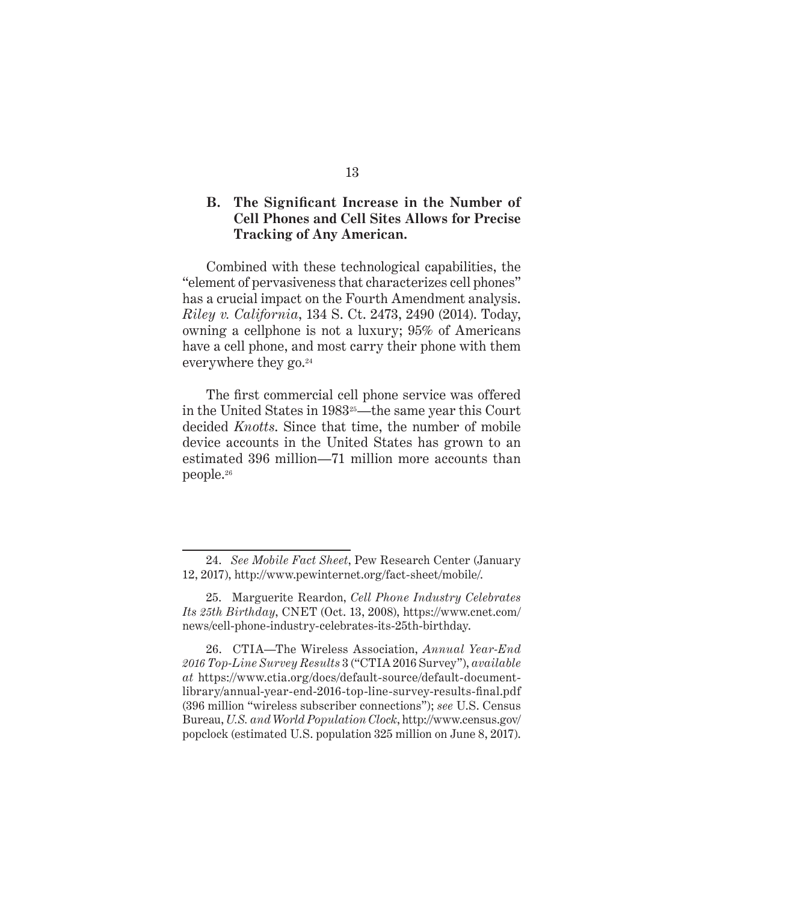### B. The Significant Increase in the Number of Cell Phones and Cell Sites Allows for Precise Tracking of Any American.

Combined with these technological capabilities, the "element of pervasiveness that characterizes cell phones" has a crucial impact on the Fourth Amendment analysis. *Riley v. California*, 134 S. Ct. 2473, 2490 (2014). Today, owning a cellphone is not a luxury; 95% of Americans have a cell phone, and most carry their phone with them everywhere they go.[24]

The first commercial cell phone service was offered in the United States in 1983[25]—the same year this Court decided *Knotts*. Since that time, the number of mobile device accounts in the United States has grown to an estimated 396 million—71 million more accounts than people.[26]

---

24. *See Mobile Fact Sheet*, Pew Research Center (January 12, 2017), http://www.pewinternet.org/fact-sheet/mobile/.

25. Marguerite Reardon, *Cell Phone Industry Celebrates Its 25th Birthday*, CNET (Oct. 13, 2008), https://www.cnet.com/news/cell-phone-industry-celebrates-its-25th-birthday.

26. CTIA—The Wireless Association, *Annual Year-End 2016 Top-Line Survey Results* 3 ("CTIA 2016 Survey"), *available at* https://www.ctia.org/docs/default-source/default-document-library/annual-year-end-2016-top-line-survey-results-final.pdf (396 million "wireless subscriber connections"); *see* U.S. Census Bureau, *U.S. and World Population Clock*, http://www.census.gov/popclock (estimated U.S. population 325 million on June 8, 2017).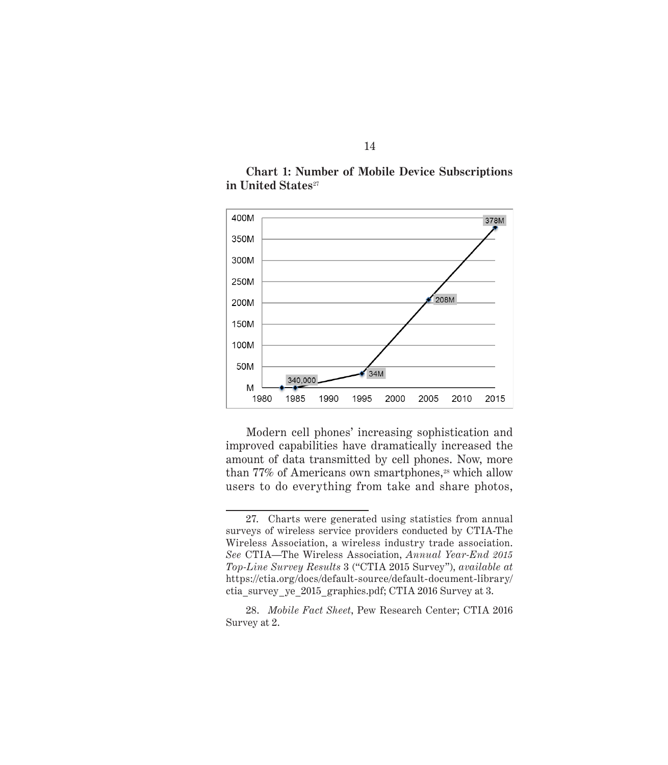**Chart 1: Number of Mobile Device Subscriptions in United States**[27]

400M
350M
300M
250M
200M
150M
100M
50M
M

1980 1985 1990 1995 2000 2005 2010 2015

340,000
34M
208M
378M

Modern cell phones' increasing sophistication and improved capabilities have dramatically increased the amount of data transmitted by cell phones. Now, more than 77% of Americans own smartphones,[28] which allow users to do everything from take and share photos,

---

27. Charts were generated using statistics from annual surveys of wireless service providers conducted by CTIA-The Wireless Association, a wireless industry trade association. *See* CTIA—The Wireless Association, *Annual Year-End 2015 Top-Line Survey Results* 3 ("CTIA 2015 Survey"), *available at* https://ctia.org/docs/default-source/default-document-library/ctia_survey_ye_2015_graphics.pdf; CTIA 2016 Survey at 3.

28. *Mobile Fact Sheet*, Pew Research Center; CTIA 2016 Survey at 2.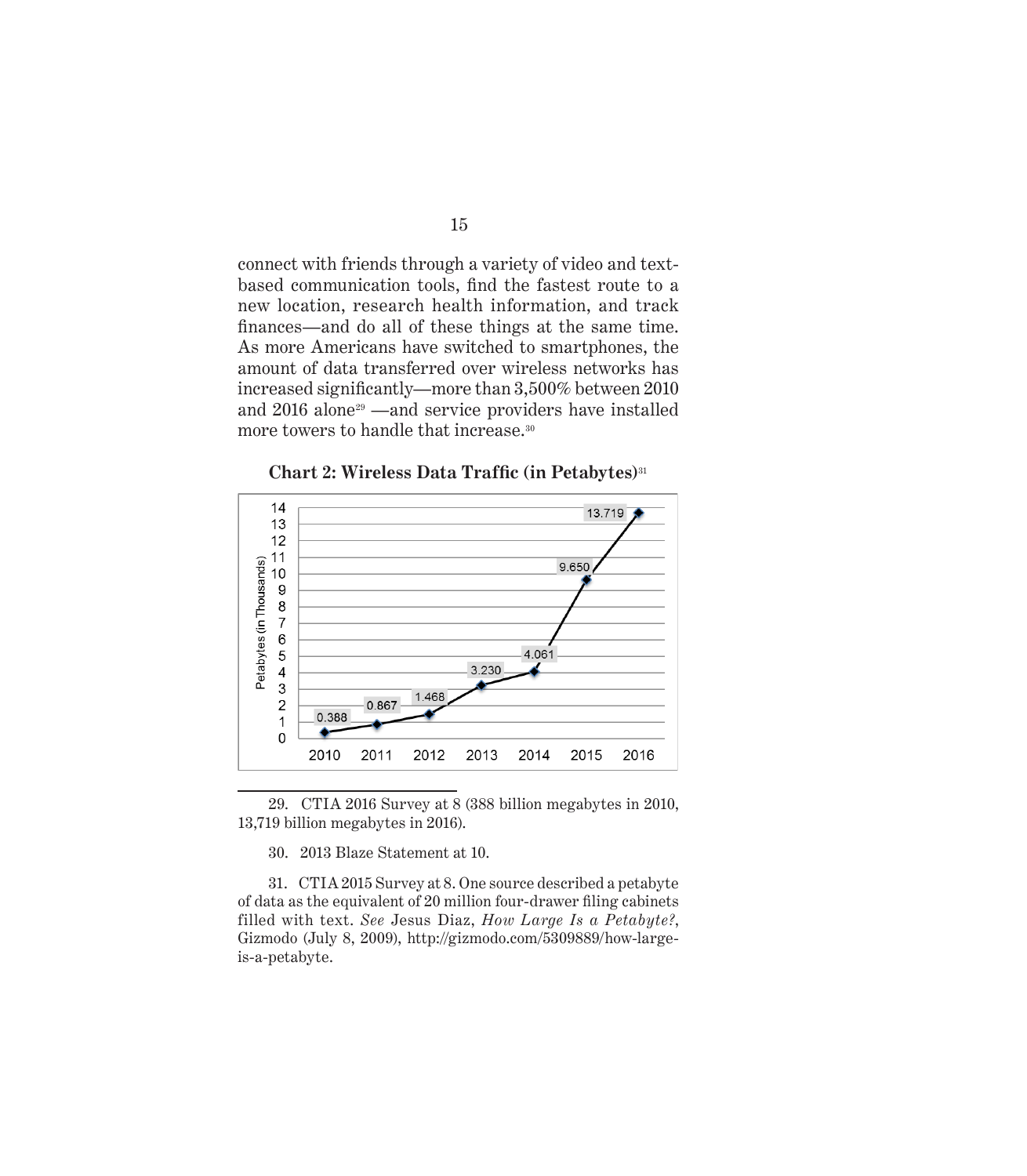connect with friends through a variety of video and text-based communication tools, find the fastest route to a new location, research health information, and track finances—and do all of these things at the same time. As more Americans have switched to smartphones, the amount of data transferred over wireless networks has increased significantly—more than 3,500% between 2010 and 2016 alone[29] —and service providers have installed more towers to handle that increase.[30]

**Chart 2: Wireless Data Traffic (in Petabytes)**[31]

Petabytes (in Thousands)

14
13
12
11
10
9
8
7
6
5
4
3
2
1
0

0.388
0.867
1.468
3.230
4.061
9.650
13.719

2010 2011 2012 2013 2014 2015 2016

---

29. CTIA 2016 Survey at 8 (388 billion megabytes in 2010, 13,719 billion megabytes in 2016).

30. 2013 Blaze Statement at 10.

31. CTIA 2015 Survey at 8. One source described a petabyte of data as the equivalent of 20 million four-drawer filing cabinets filled with text. *See* Jesus Diaz, *How Large Is a Petabyte?*, Gizmodo (July 8, 2009), http://gizmodo.com/5309889/how-large-is-a-petabyte.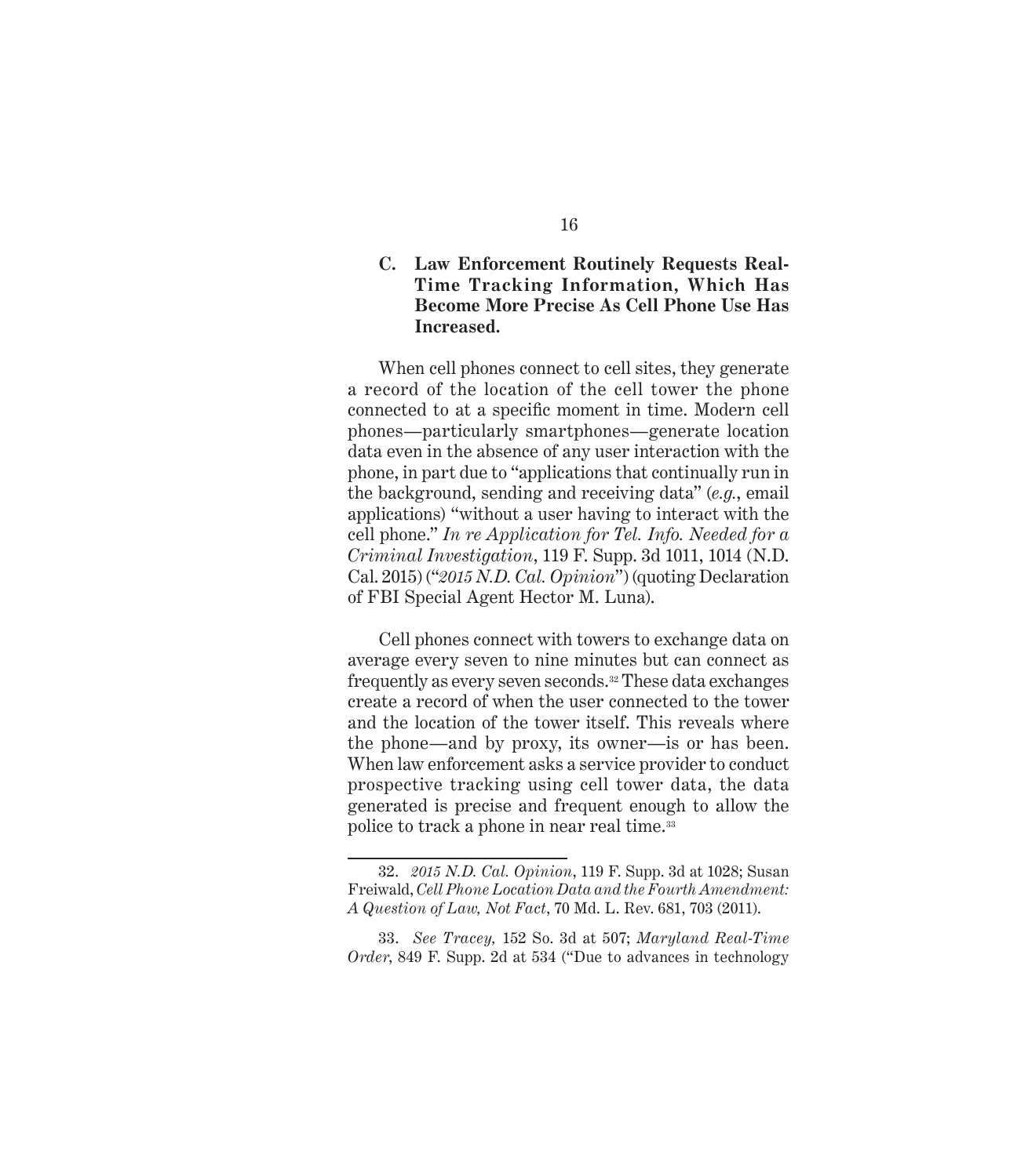### C. Law Enforcement Routinely Requests Real-Time Tracking Information, Which Has Become More Precise As Cell Phone Use Has Increased.

When cell phones connect to cell sites, they generate a record of the location of the cell tower the phone connected to at a specific moment in time. Modern cell phones—particularly smartphones—generate location data even in the absence of any user interaction with the phone, in part due to "applications that continually run in the background, sending and receiving data" (*e.g.*, email applications) "without a user having to interact with the cell phone." *In re Application for Tel. Info. Needed for a Criminal Investigation*, 119 F. Supp. 3d 1011, 1014 (N.D. Cal. 2015) ("*2015 N.D. Cal. Opinion*") (quoting Declaration of FBI Special Agent Hector M. Luna).

Cell phones connect with towers to exchange data on average every seven to nine minutes but can connect as frequently as every seven seconds.[32] These data exchanges create a record of when the user connected to the tower and the location of the tower itself. This reveals where the phone—and by proxy, its owner—is or has been. When law enforcement asks a service provider to conduct prospective tracking using cell tower data, the data generated is precise and frequent enough to allow the police to track a phone in near real time.[33]

---

32. *2015 N.D. Cal. Opinion*, 119 F. Supp. 3d at 1028; Susan Freiwald, *Cell Phone Location Data and the Fourth Amendment: A Question of Law, Not Fact*, 70 Md. L. Rev. 681, 703 (2011).

33. *See Tracey,* 152 So. 3d at 507; *Maryland Real-Time Order*, 849 F. Supp. 2d at 534 ("Due to advances in technology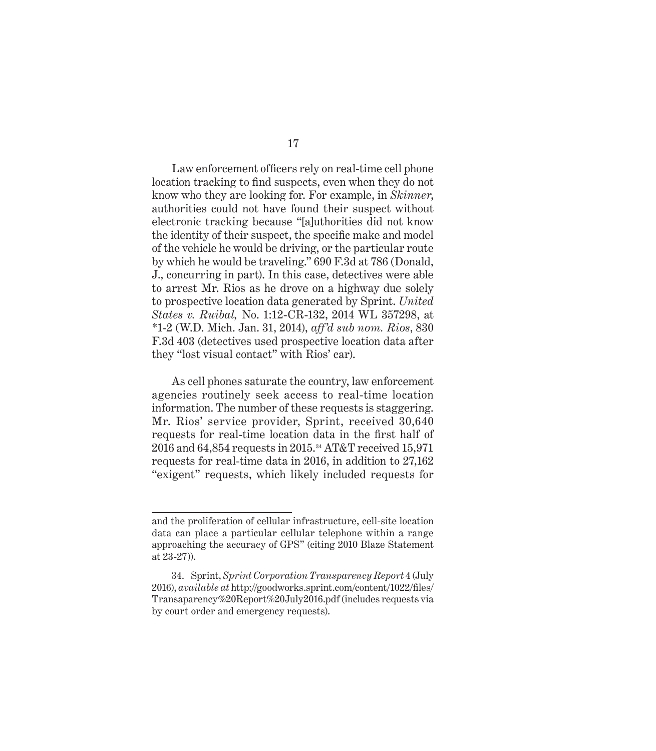Law enforcement officers rely on real-time cell phone location tracking to find suspects, even when they do not know who they are looking for. For example, in *Skinner*, authorities could not have found their suspect without electronic tracking because "[a]uthorities did not know the identity of their suspect, the specific make and model of the vehicle he would be driving, or the particular route by which he would be traveling." 690 F.3d at 786 (Donald, J., concurring in part). In this case, detectives were able to arrest Mr. Rios as he drove on a highway due solely to prospective location data generated by Sprint. *United States v. Ruibal,* No. 1:12-CR-132, 2014 WL 357298, at *1-2 (W.D. Mich. Jan. 31, 2014), *aff'd sub nom. Rios*, 830 F.3d 403 (detectives used prospective location data after they "lost visual contact" with Rios' car).

As cell phones saturate the country, law enforcement agencies routinely seek access to real-time location information. The number of these requests is staggering. Mr. Rios' service provider, Sprint, received 30,640 requests for real-time location data in the first half of 2016 and 64,854 requests in 2015.[34] AT&T received 15,971 requests for real-time data in 2016, in addition to 27,162 "exigent" requests, which likely included requests for

---

and the proliferation of cellular infrastructure, cell-site location data can place a particular cellular telephone within a range approaching the accuracy of GPS" (citing 2010 Blaze Statement at 23-27)).

34. Sprint, *Sprint Corporation Transparency Report* 4 (July 2016), *available at* http://goodworks.sprint.com/content/1022/files/Transaparency%20Report%20July2016.pdf (includes requests via by court order and emergency requests).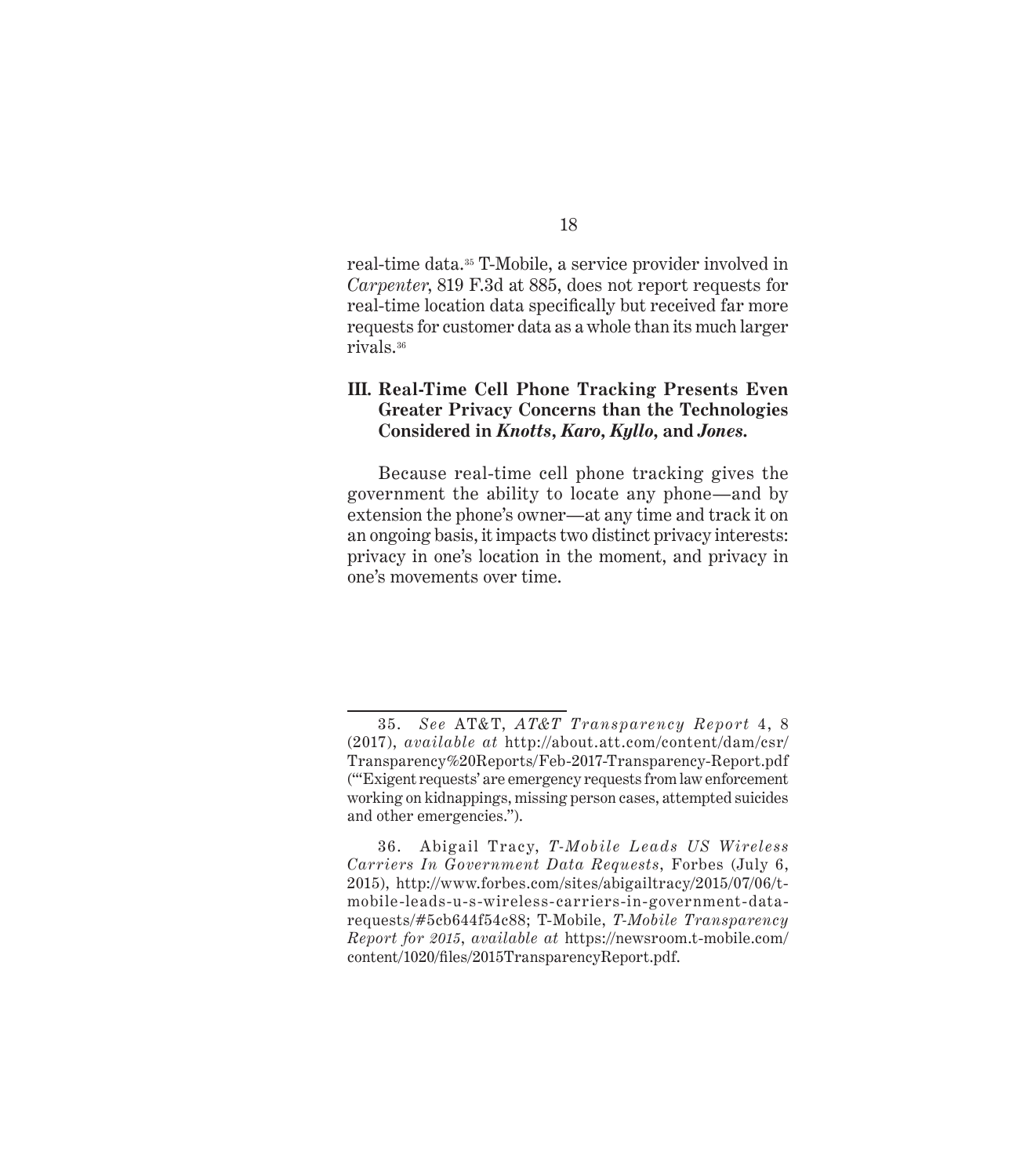real-time data.[35] T-Mobile, a service provider involved in *Carpenter*, 819 F.3d at 885, does not report requests for real-time location data specifically but received far more requests for customer data as a whole than its much larger rivals.[36]

## III. Real-Time Cell Phone Tracking Presents Even Greater Privacy Concerns than the Technologies Considered in *Knotts*, *Karo*, *Kyllo*, and *Jones*.

Because real-time cell phone tracking gives the government the ability to locate any phone—and by extension the phone's owner—at any time and track it on an ongoing basis, it impacts two distinct privacy interests: privacy in one's location in the moment, and privacy in one's movements over time.

---

35. *See* AT&T, *AT&T Transparency Report* 4, 8 (2017), *available at* http://about.att.com/content/dam/csr/Transparency%20Reports/Feb-2017-Transparency-Report.pdf ("'Exigent requests' are emergency requests from law enforcement working on kidnappings, missing person cases, attempted suicides and other emergencies.").

36. Abigail Tracy, *T-Mobile Leads US Wireless Carriers In Government Data Requests*, Forbes (July 6, 2015), http://www.forbes.com/sites/abigailtracy/2015/07/06/t-mobile-leads-u-s-wireless-carriers-in-government-data-requests/#5cb644f54c88; T-Mobile, *T-Mobile Transparency Report for 2015*, *available at* https://newsroom.t-mobile.com/content/1020/files/2015TransparencyReport.pdf.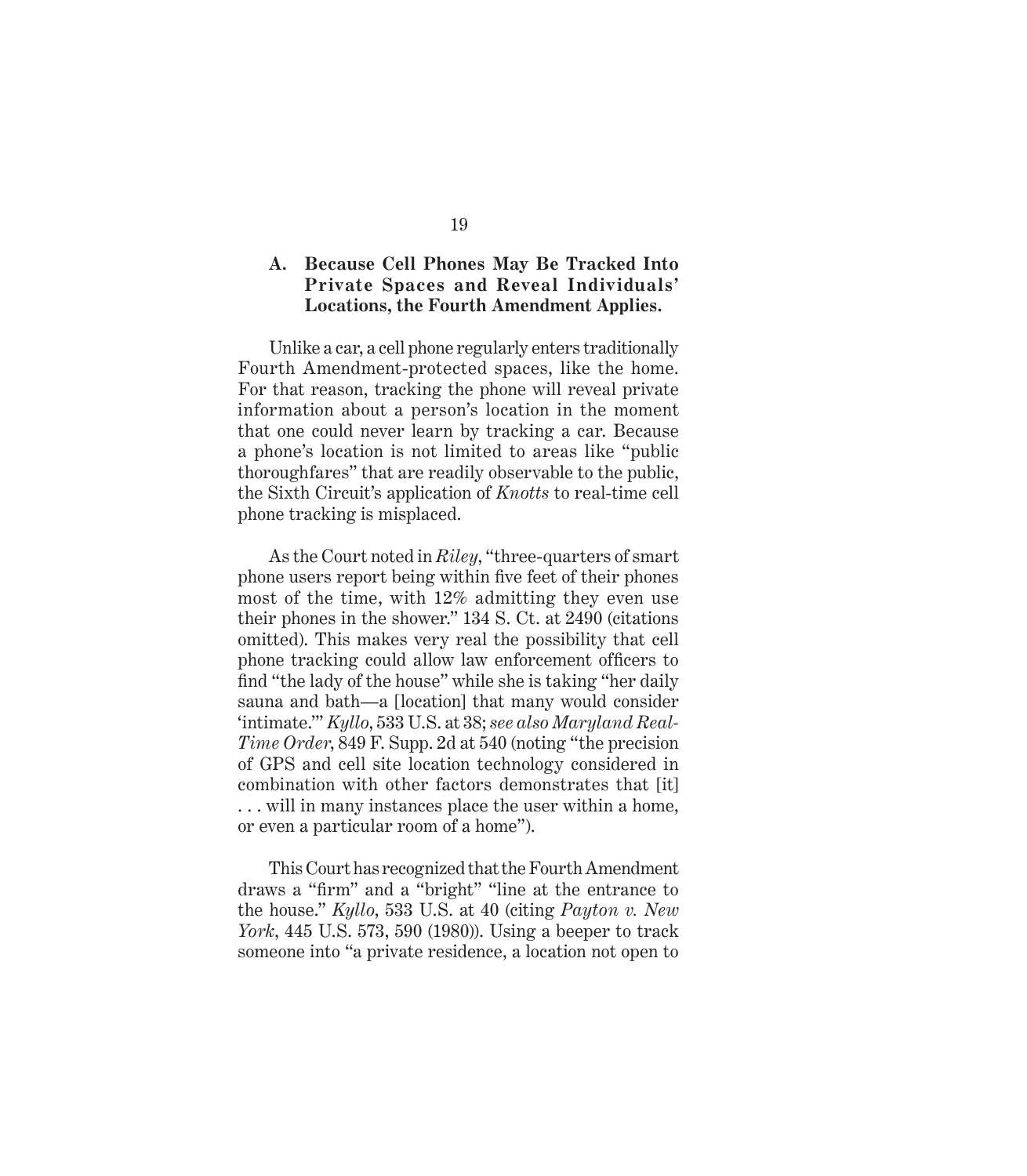### A. Because Cell Phones May Be Tracked Into Private Spaces and Reveal Individuals' Locations, the Fourth Amendment Applies.

Unlike a car, a cell phone regularly enters traditionally Fourth Amendment-protected spaces, like the home. For that reason, tracking the phone will reveal private information about a person's location in the moment that one could never learn by tracking a car. Because a phone's location is not limited to areas like "public thoroughfares" that are readily observable to the public, the Sixth Circuit's application of *Knotts* to real-time cell phone tracking is misplaced.

As the Court noted in *Riley*, "three-quarters of smart phone users report being within five feet of their phones most of the time, with 12% admitting they even use their phones in the shower." 134 S. Ct. at 2490 (citations omitted). This makes very real the possibility that cell phone tracking could allow law enforcement officers to find "the lady of the house" while she is taking "her daily sauna and bath—a [location] that many would consider 'intimate.'" *Kyllo*, 533 U.S. at 38; *see also Maryland Real-Time Order*, 849 F. Supp. 2d at 540 (noting "the precision of GPS and cell site location technology considered in combination with other factors demonstrates that [it] . . . will in many instances place the user within a home, or even a particular room of a home").

This Court has recognized that the Fourth Amendment draws a "firm" and a "bright" "line at the entrance to the house." *Kyllo*, 533 U.S. at 40 (citing *Payton v. New York*, 445 U.S. 573, 590 (1980)). Using a beeper to track someone into "a private residence, a location not open to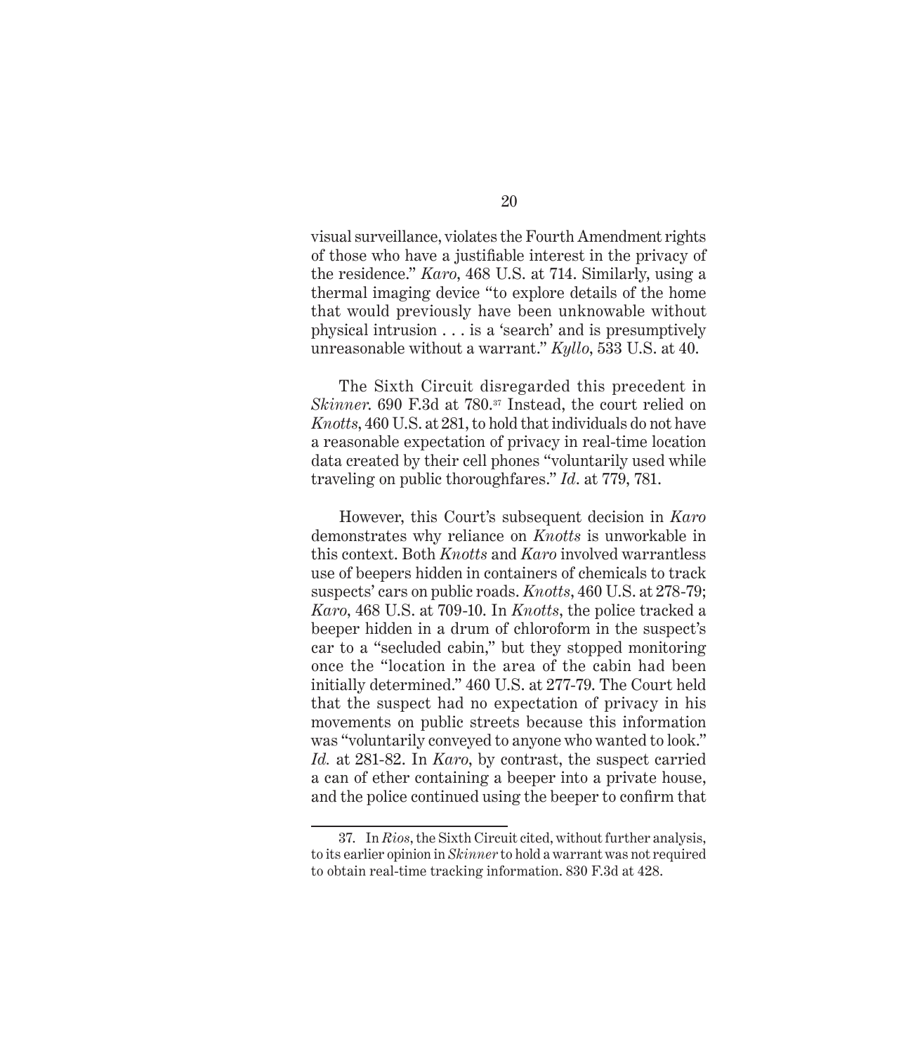visual surveillance, violates the Fourth Amendment rights of those who have a justifiable interest in the privacy of the residence." *Karo*, 468 U.S. at 714. Similarly, using a thermal imaging device "to explore details of the home that would previously have been unknowable without physical intrusion . . . is a 'search' and is presumptively unreasonable without a warrant." *Kyllo*, 533 U.S. at 40.

The Sixth Circuit disregarded this precedent in *Skinner*. 690 F.3d at 780.[37] Instead, the court relied on *Knotts*, 460 U.S. at 281, to hold that individuals do not have a reasonable expectation of privacy in real-time location data created by their cell phones "voluntarily used while traveling on public thoroughfares." *Id*. at 779, 781.

However, this Court's subsequent decision in *Karo* demonstrates why reliance on *Knotts* is unworkable in this context. Both *Knotts* and *Karo* involved warrantless use of beepers hidden in containers of chemicals to track suspects' cars on public roads. *Knotts*, 460 U.S. at 278-79; *Karo*, 468 U.S. at 709-10. In *Knotts*, the police tracked a beeper hidden in a drum of chloroform in the suspect's car to a "secluded cabin," but they stopped monitoring once the "location in the area of the cabin had been initially determined." 460 U.S. at 277-79. The Court held that the suspect had no expectation of privacy in his movements on public streets because this information was "voluntarily conveyed to anyone who wanted to look." *Id.* at 281-82. In *Karo*, by contrast, the suspect carried a can of ether containing a beeper into a private house, and the police continued using the beeper to confirm that

37. In *Rios*, the Sixth Circuit cited, without further analysis, to its earlier opinion in *Skinner* to hold a warrant was not required to obtain real-time tracking information. 830 F.3d at 428.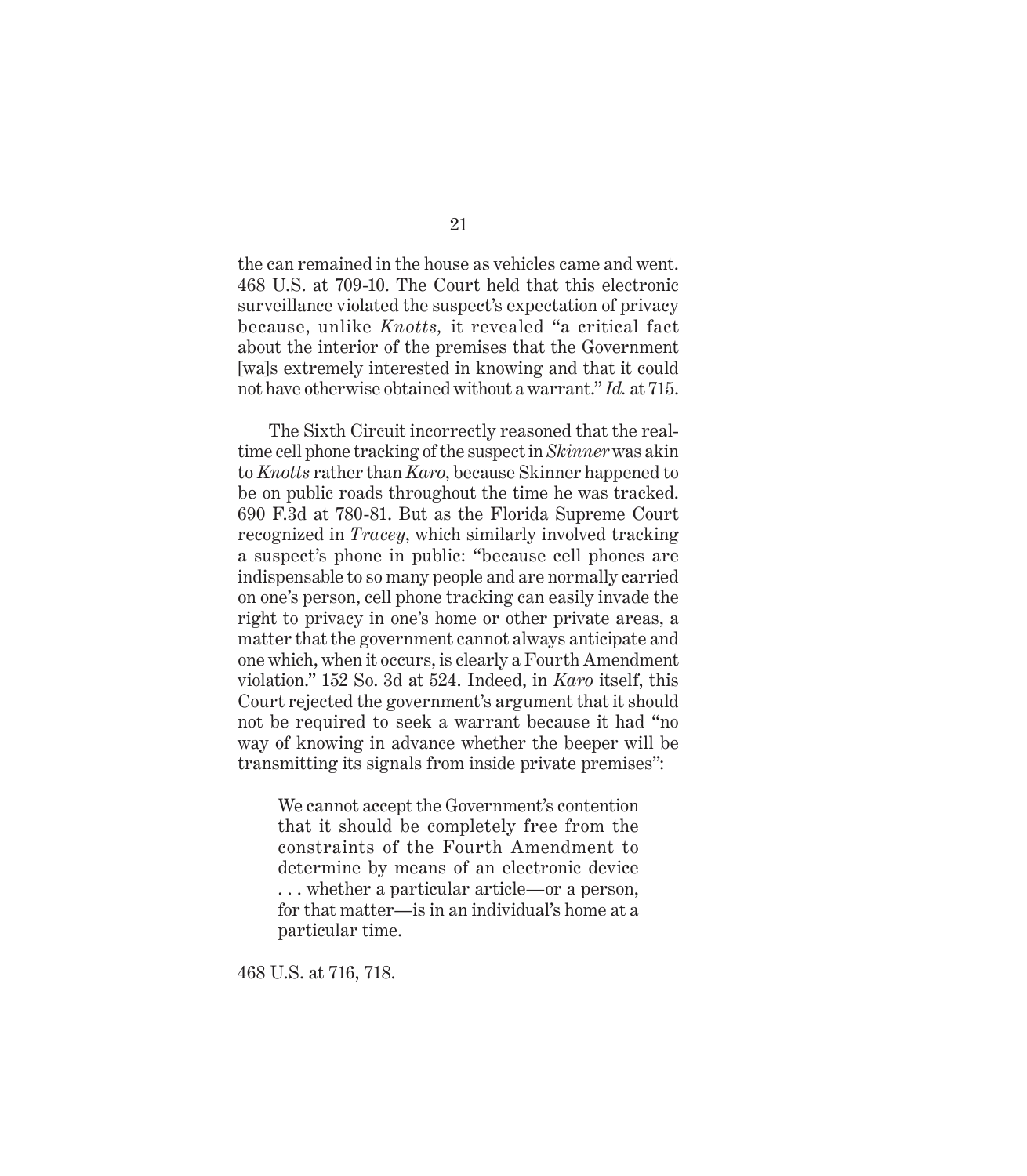the can remained in the house as vehicles came and went. 468 U.S. at 709-10. The Court held that this electronic surveillance violated the suspect's expectation of privacy because, unlike *Knotts,* it revealed "a critical fact about the interior of the premises that the Government [wa]s extremely interested in knowing and that it could not have otherwise obtained without a warrant." *Id.* at 715.

The Sixth Circuit incorrectly reasoned that the real-time cell phone tracking of the suspect in *Skinner* was akin to *Knotts* rather than *Karo*, because Skinner happened to be on public roads throughout the time he was tracked. 690 F.3d at 780-81. But as the Florida Supreme Court recognized in *Tracey*, which similarly involved tracking a suspect's phone in public: "because cell phones are indispensable to so many people and are normally carried on one's person, cell phone tracking can easily invade the right to privacy in one's home or other private areas, a matter that the government cannot always anticipate and one which, when it occurs, is clearly a Fourth Amendment violation." 152 So. 3d at 524. Indeed, in *Karo* itself, this Court rejected the government's argument that it should not be required to seek a warrant because it had "no way of knowing in advance whether the beeper will be transmitting its signals from inside private premises":

> We cannot accept the Government's contention that it should be completely free from the constraints of the Fourth Amendment to determine by means of an electronic device . . . whether a particular article—or a person, for that matter—is in an individual's home at a particular time.

468 U.S. at 716, 718.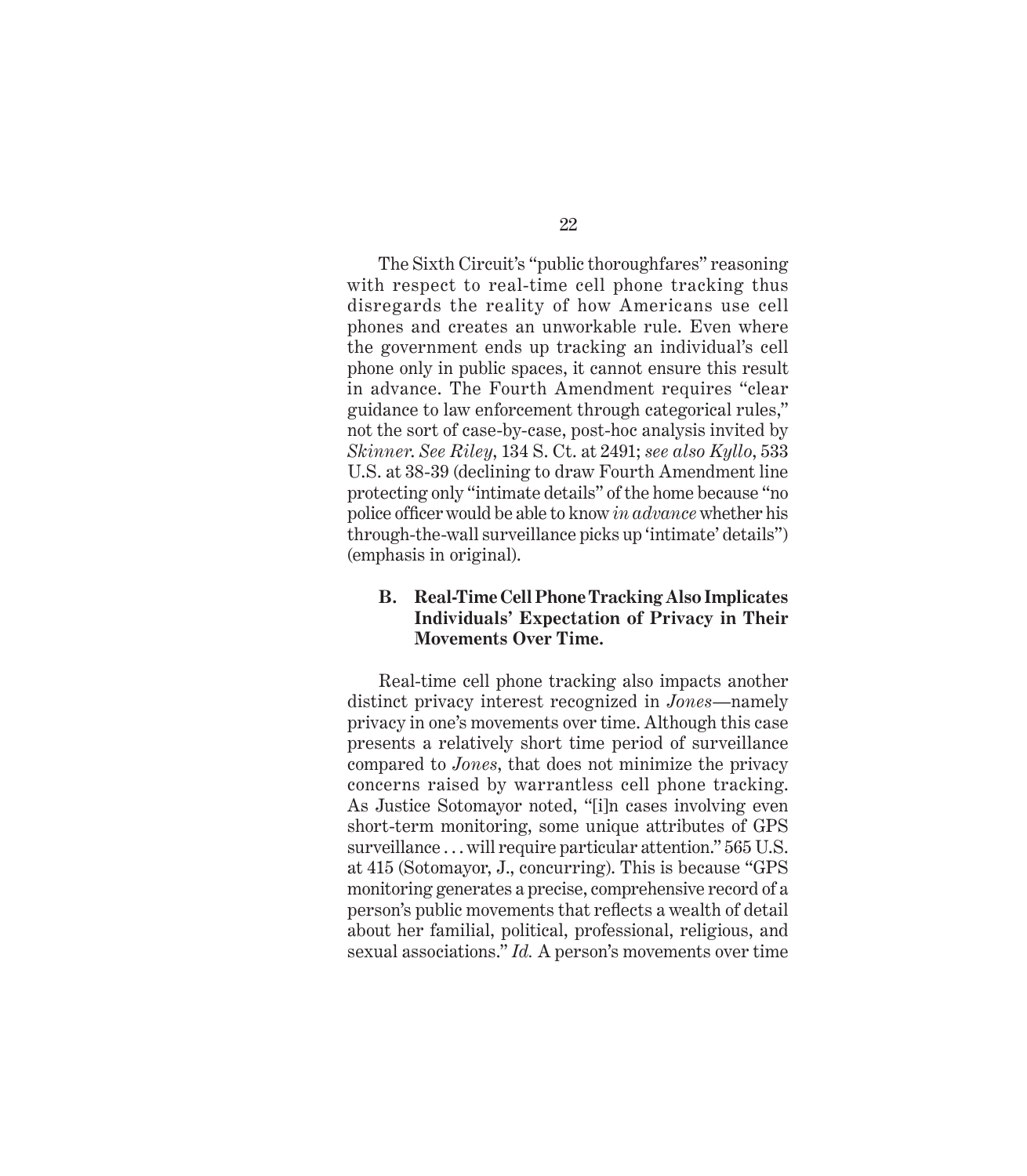The Sixth Circuit's "public thoroughfares" reasoning with respect to real-time cell phone tracking thus disregards the reality of how Americans use cell phones and creates an unworkable rule. Even where the government ends up tracking an individual's cell phone only in public spaces, it cannot ensure this result in advance. The Fourth Amendment requires "clear guidance to law enforcement through categorical rules," not the sort of case-by-case, post-hoc analysis invited by *Skinner*. *See Riley*, 134 S. Ct. at 2491; *see also Kyllo*, 533 U.S. at 38-39 (declining to draw Fourth Amendment line protecting only "intimate details" of the home because "no police officer would be able to know *in advance* whether his through-the-wall surveillance picks up 'intimate' details") (emphasis in original).

### B. Real-Time Cell Phone Tracking Also Implicates Individuals' Expectation of Privacy in Their Movements Over Time.

Real-time cell phone tracking also impacts another distinct privacy interest recognized in *Jones*—namely privacy in one's movements over time. Although this case presents a relatively short time period of surveillance compared to *Jones*, that does not minimize the privacy concerns raised by warrantless cell phone tracking. As Justice Sotomayor noted, "[i]n cases involving even short-term monitoring, some unique attributes of GPS surveillance . . . will require particular attention." 565 U.S. at 415 (Sotomayor, J., concurring). This is because "GPS monitoring generates a precise, comprehensive record of a person's public movements that reflects a wealth of detail about her familial, political, professional, religious, and sexual associations." *Id.* A person's movements over time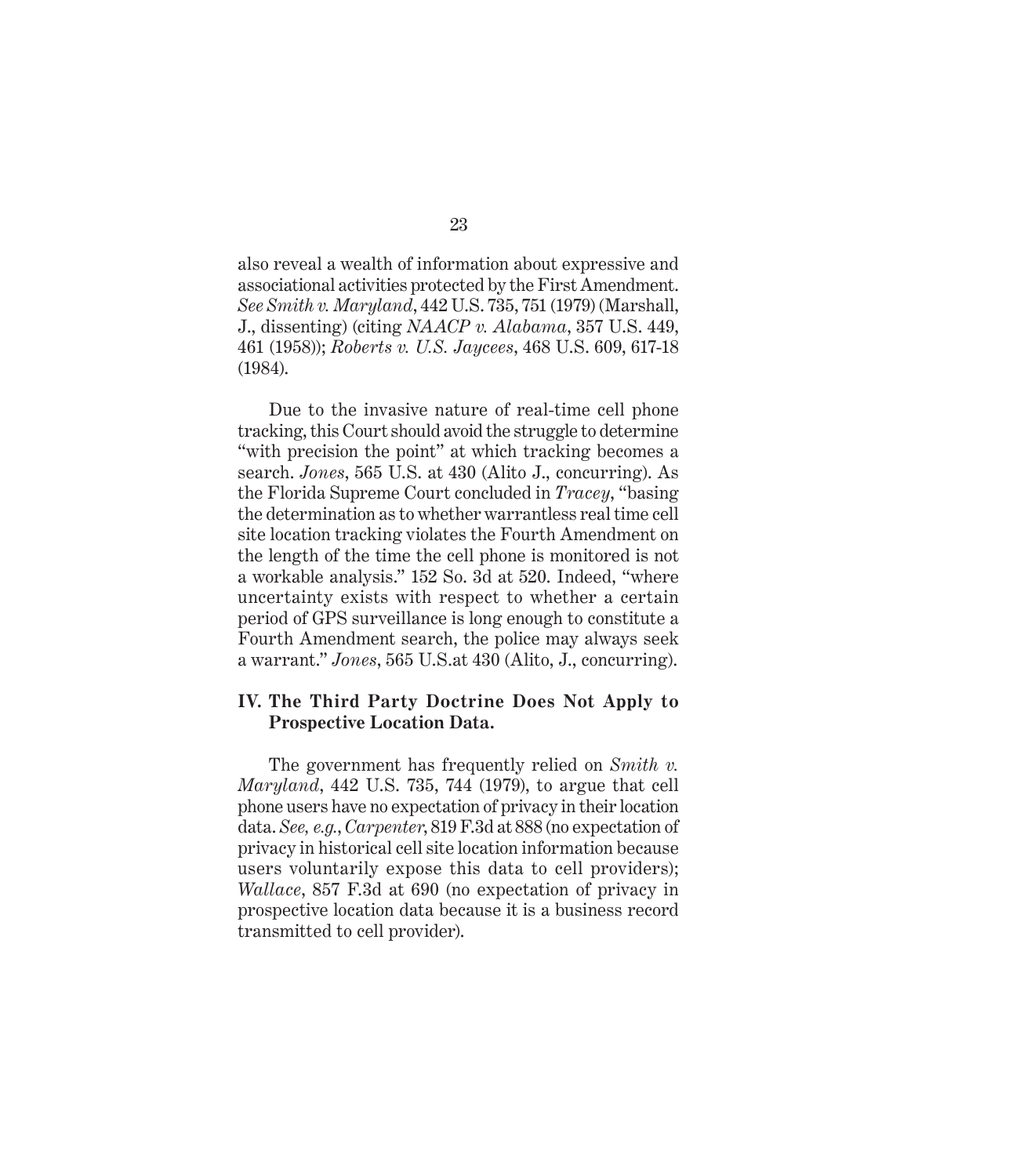also reveal a wealth of information about expressive and associational activities protected by the First Amendment. *See Smith v. Maryland*, 442 U.S. 735, 751 (1979) (Marshall, J., dissenting) (citing *NAACP v. Alabama*, 357 U.S. 449, 461 (1958)); *Roberts v. U.S. Jaycees*, 468 U.S. 609, 617-18 (1984).

Due to the invasive nature of real-time cell phone tracking, this Court should avoid the struggle to determine "with precision the point" at which tracking becomes a search. *Jones*, 565 U.S. at 430 (Alito J., concurring). As the Florida Supreme Court concluded in *Tracey*, "basing the determination as to whether warrantless real time cell site location tracking violates the Fourth Amendment on the length of the time the cell phone is monitored is not a workable analysis." 152 So. 3d at 520. Indeed, "where uncertainty exists with respect to whether a certain period of GPS surveillance is long enough to constitute a Fourth Amendment search, the police may always seek a warrant." *Jones*, 565 U.S.at 430 (Alito, J., concurring).

## IV. The Third Party Doctrine Does Not Apply to Prospective Location Data.

The government has frequently relied on *Smith v. Maryland*, 442 U.S. 735, 744 (1979), to argue that cell phone users have no expectation of privacy in their location data. *See, e.g.*, *Carpenter*, 819 F.3d at 888 (no expectation of privacy in historical cell site location information because users voluntarily expose this data to cell providers); *Wallace*, 857 F.3d at 690 (no expectation of privacy in prospective location data because it is a business record transmitted to cell provider).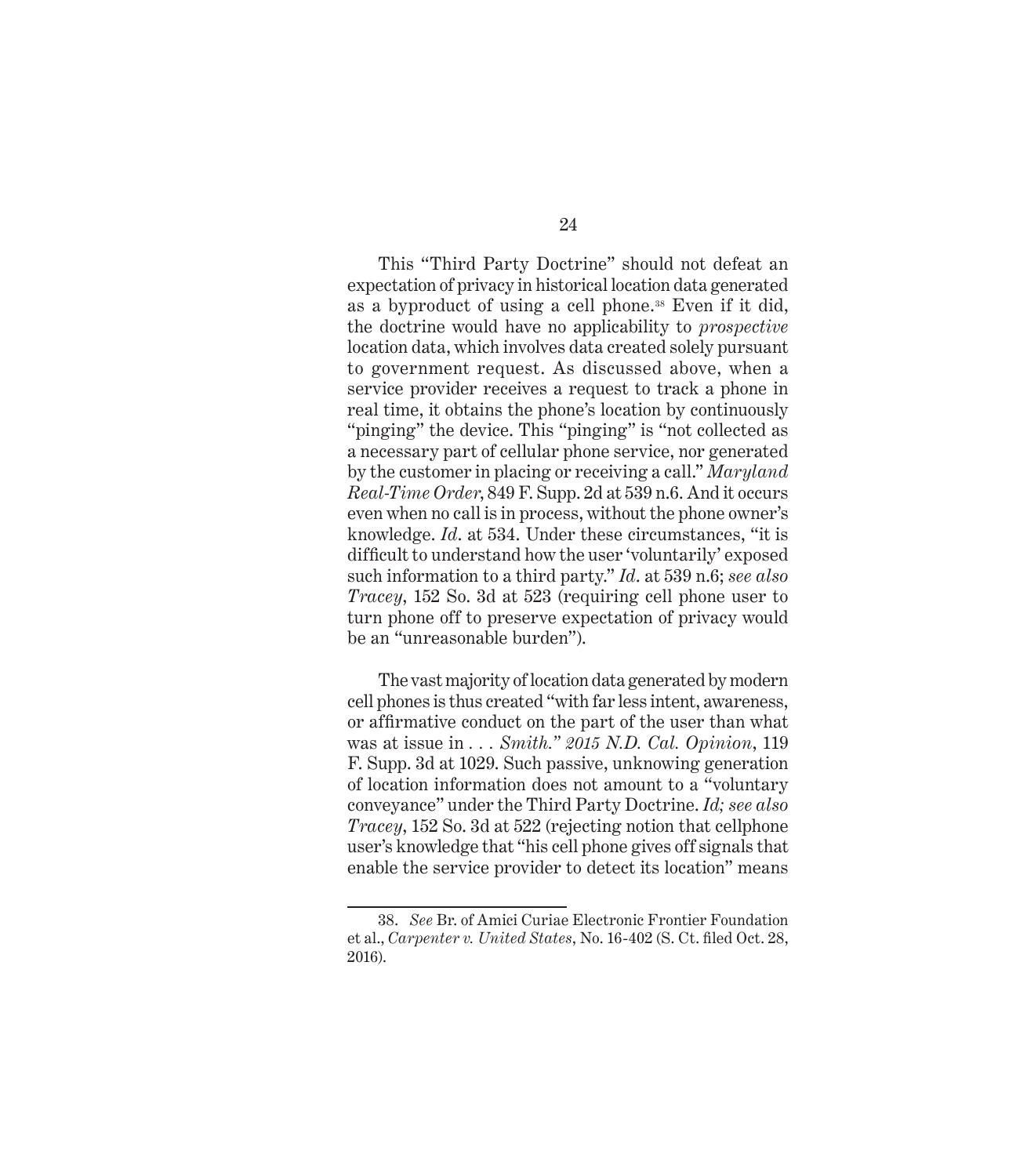This "Third Party Doctrine" should not defeat an expectation of privacy in historical location data generated as a byproduct of using a cell phone.[38] Even if it did, the doctrine would have no applicability to *prospective* location data, which involves data created solely pursuant to government request. As discussed above, when a service provider receives a request to track a phone in real time, it obtains the phone's location by continuously "pinging" the device. This "pinging" is "not collected as a necessary part of cellular phone service, nor generated by the customer in placing or receiving a call." *Maryland Real-Time Order*, 849 F. Supp. 2d at 539 n.6. And it occurs even when no call is in process, without the phone owner's knowledge. *Id*. at 534. Under these circumstances, "it is difficult to understand how the user 'voluntarily' exposed such information to a third party." *Id*. at 539 n.6; *see also Tracey*, 152 So. 3d at 523 (requiring cell phone user to turn phone off to preserve expectation of privacy would be an "unreasonable burden").

The vast majority of location data generated by modern cell phones is thus created "with far less intent, awareness, or affirmative conduct on the part of the user than what was at issue in . . . *Smith*." *2015 N.D. Cal. Opinion*, 119 F. Supp. 3d at 1029. Such passive, unknowing generation of location information does not amount to a "voluntary conveyance" under the Third Party Doctrine. *Id; see also Tracey*, 152 So. 3d at 522 (rejecting notion that cellphone user's knowledge that "his cell phone gives off signals that enable the service provider to detect its location" means

---

38. *See* Br. of Amici Curiae Electronic Frontier Foundation et al., *Carpenter v. United States*, No. 16-402 (S. Ct. filed Oct. 28, 2016).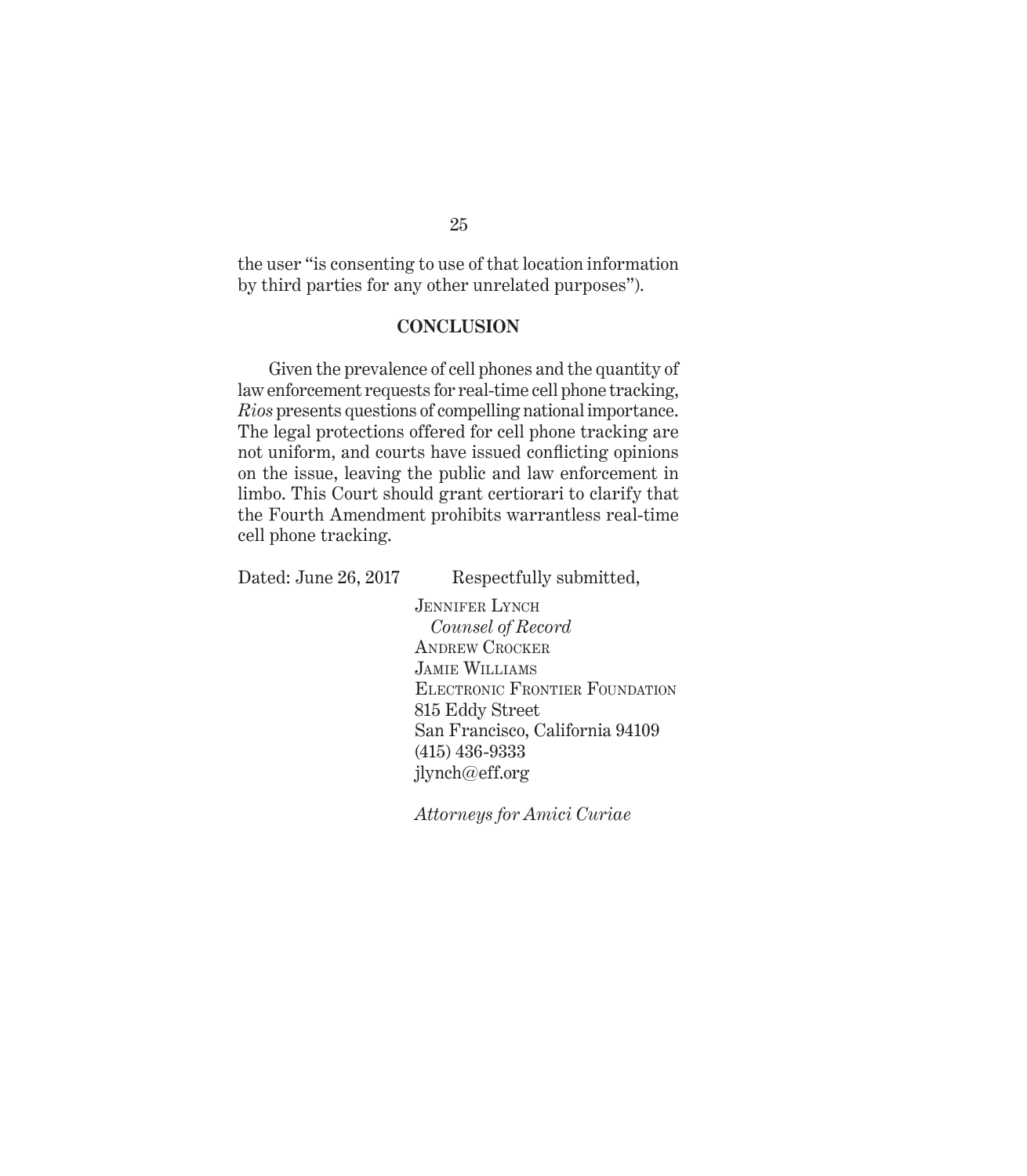the user "is consenting to use of that location information by third parties for any other unrelated purposes").

## CONCLUSION

Given the prevalence of cell phones and the quantity of law enforcement requests for real-time cell phone tracking, *Rios* presents questions of compelling national importance. The legal protections offered for cell phone tracking are not uniform, and courts have issued conflicting opinions on the issue, leaving the public and law enforcement in limbo. This Court should grant certiorari to clarify that the Fourth Amendment prohibits warrantless real-time cell phone tracking.

Dated: June 26, 2017

Respectfully submitted,

Jennifer Lynch
*Counsel of Record*
Andrew Crocker
Jamie Williams
Electronic Frontier Foundation
815 Eddy Street
San Francisco, California 94109
(415) 436-9333
jlynch@eff.org

*Attorneys for Amici Curiae*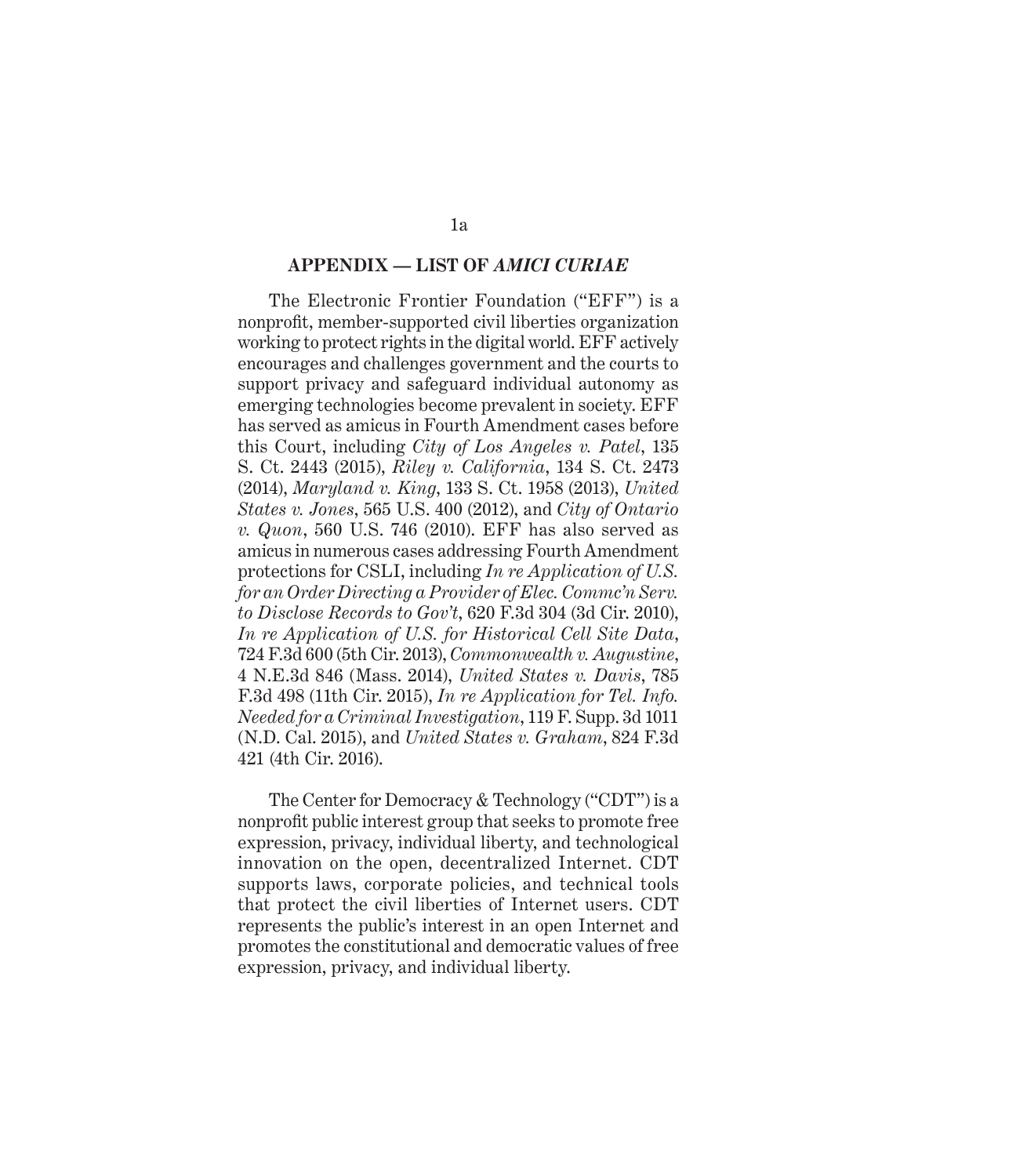## APPENDIX — LIST OF *AMICI CURIAE*

The Electronic Frontier Foundation ("EFF") is a nonprofit, member-supported civil liberties organization working to protect rights in the digital world. EFF actively encourages and challenges government and the courts to support privacy and safeguard individual autonomy as emerging technologies become prevalent in society. EFF has served as amicus in Fourth Amendment cases before this Court, including *City of Los Angeles v. Patel*, 135 S. Ct. 2443 (2015), *Riley v. California*, 134 S. Ct. 2473 (2014), *Maryland v. King*, 133 S. Ct. 1958 (2013), *United States v. Jones*, 565 U.S. 400 (2012), and *City of Ontario v. Quon*, 560 U.S. 746 (2010). EFF has also served as amicus in numerous cases addressing Fourth Amendment protections for CSLI, including *In re Application of U.S. for an Order Directing a Provider of Elec. Commc'n Serv. to Disclose Records to Gov't*, 620 F.3d 304 (3d Cir. 2010), *In re Application of U.S. for Historical Cell Site Data*, 724 F.3d 600 (5th Cir. 2013), *Commonwealth v. Augustine*, 4 N.E.3d 846 (Mass. 2014), *United States v. Davis*, 785 F.3d 498 (11th Cir. 2015), *In re Application for Tel. Info. Needed for a Criminal Investigation*, 119 F. Supp. 3d 1011 (N.D. Cal. 2015), and *United States v. Graham*, 824 F.3d 421 (4th Cir. 2016).

The Center for Democracy & Technology ("CDT") is a nonprofit public interest group that seeks to promote free expression, privacy, individual liberty, and technological innovation on the open, decentralized Internet. CDT supports laws, corporate policies, and technical tools that protect the civil liberties of Internet users. CDT represents the public's interest in an open Internet and promotes the constitutional and democratic values of free expression, privacy, and individual liberty.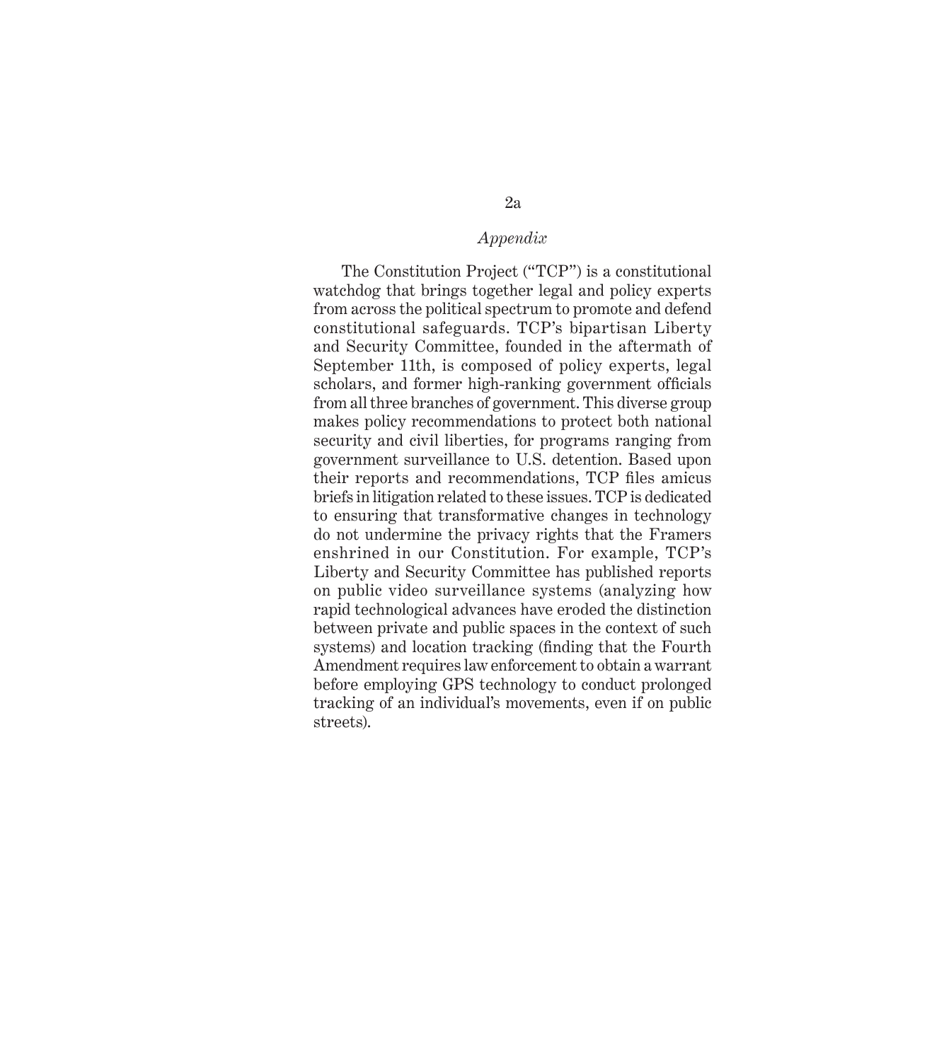*Appendix*

The Constitution Project ("TCP") is a constitutional watchdog that brings together legal and policy experts from across the political spectrum to promote and defend constitutional safeguards. TCP's bipartisan Liberty and Security Committee, founded in the aftermath of September 11th, is composed of policy experts, legal scholars, and former high-ranking government officials from all three branches of government. This diverse group makes policy recommendations to protect both national security and civil liberties, for programs ranging from government surveillance to U.S. detention. Based upon their reports and recommendations, TCP files amicus briefs in litigation related to these issues. TCP is dedicated to ensuring that transformative changes in technology do not undermine the privacy rights that the Framers enshrined in our Constitution. For example, TCP's Liberty and Security Committee has published reports on public video surveillance systems (analyzing how rapid technological advances have eroded the distinction between private and public spaces in the context of such systems) and location tracking (finding that the Fourth Amendment requires law enforcement to obtain a warrant before employing GPS technology to conduct prolonged tracking of an individual's movements, even if on public streets).